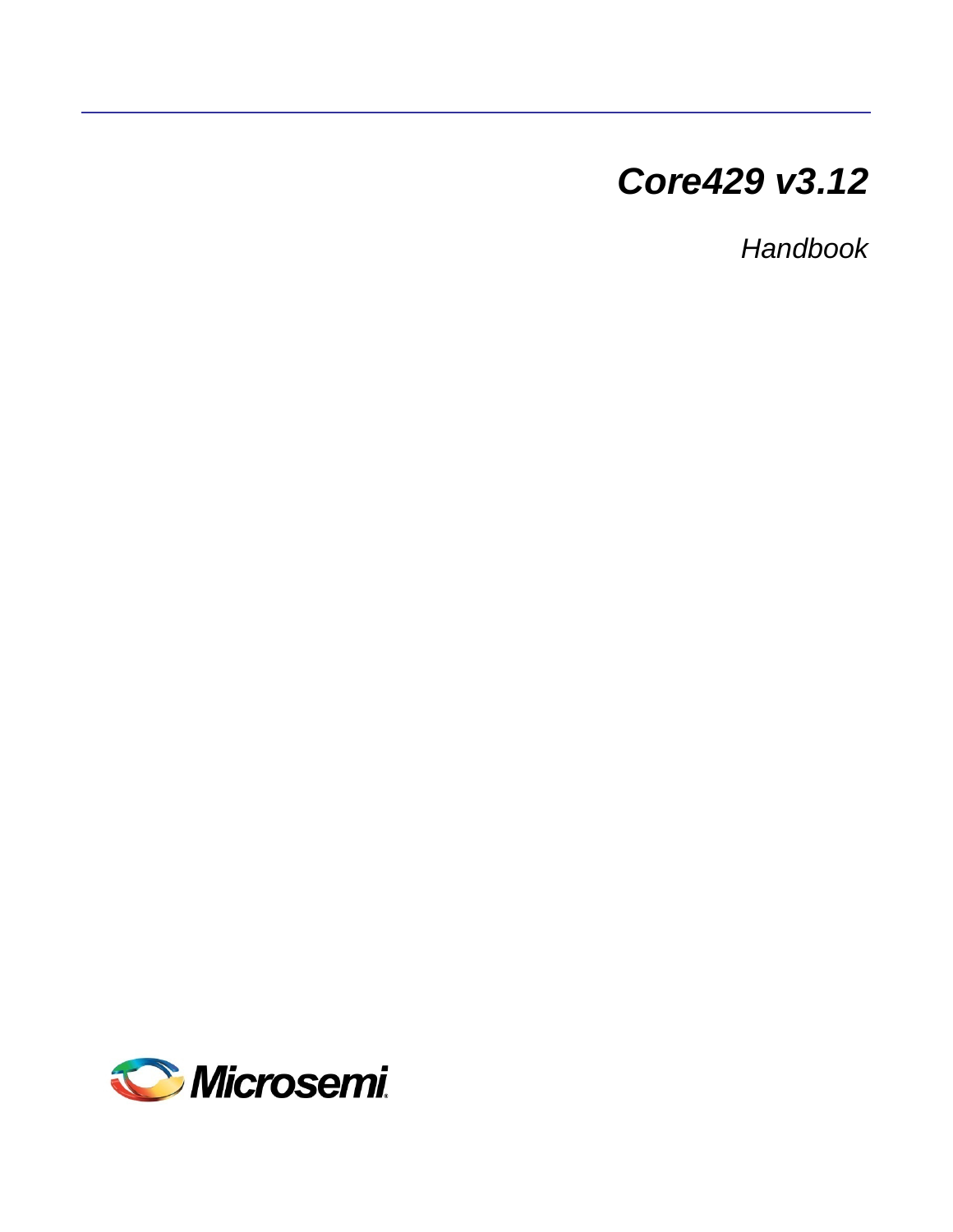# *Core429 v3.12*

*Handbook*

Microsemi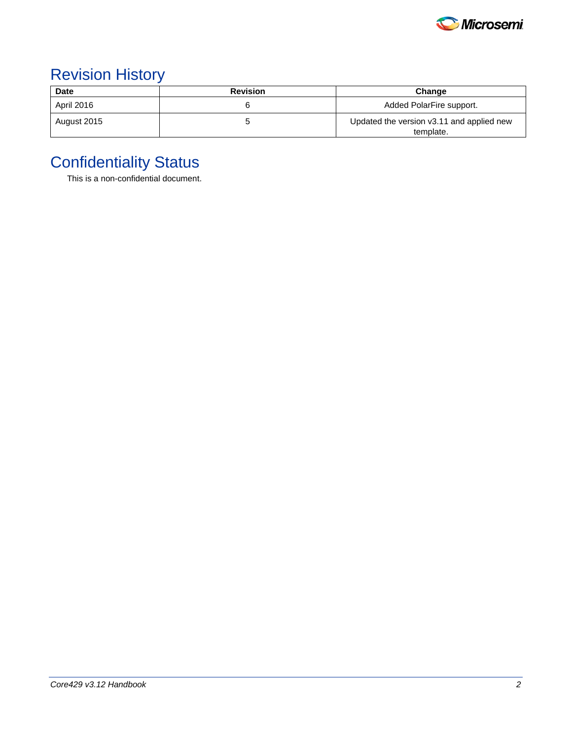# Revision History

| Date | Revision | Change |
|---|---|---|
| April 2016 | 6 | Added PolarFire support. |
| August 2015 | 5 | Updated the version v3.11 and applied new template. |

# Confidentiality Status

This is a non-confidential document.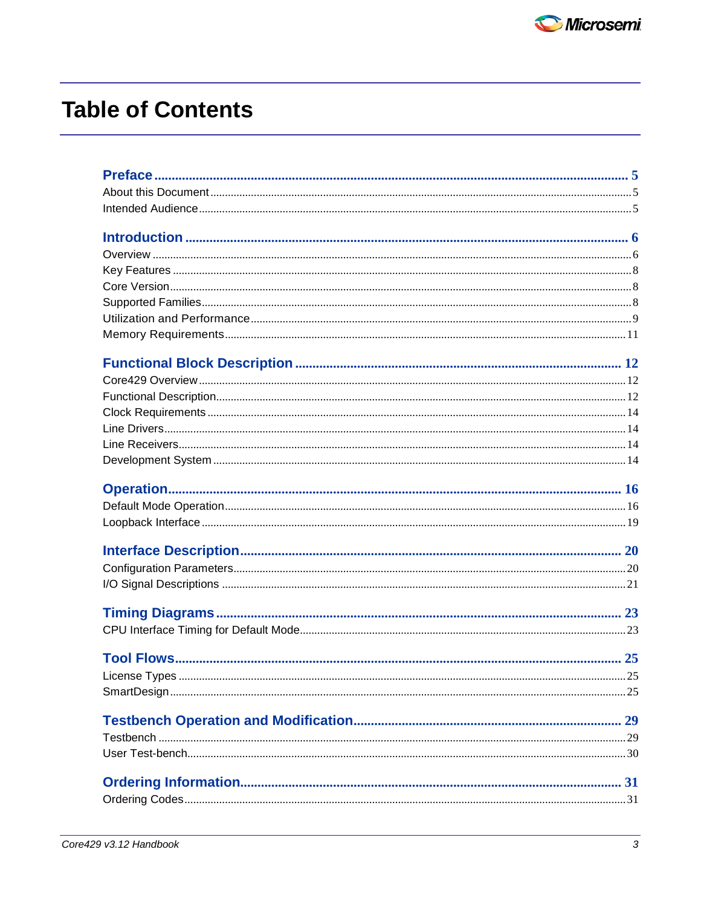# Table of Contents

**Preface** ............................................................ 5
- About this Document ............................................................ 5
- Intended Audience ............................................................ 5

**Introduction** ............................................................ 6
- Overview ............................................................ 6
- Key Features ............................................................ 8
- Core Version ............................................................ 8
- Supported Families ............................................................ 8
- Utilization and Performance ............................................................ 9
- Memory Requirements ............................................................ 11

**Functional Block Description** ............................................................ 12
- Core429 Overview ............................................................ 12
- Functional Description ............................................................ 12
- Clock Requirements ............................................................ 14
- Line Drivers ............................................................ 14
- Line Receivers ............................................................ 14
- Development System ............................................................ 14

**Operation** ............................................................ 16
- Default Mode Operation ............................................................ 16
- Loopback Interface ............................................................ 19

**Interface Description** ............................................................ 20
- Configuration Parameters ............................................................ 20
- I/O Signal Descriptions ............................................................ 21

**Timing Diagrams** ............................................................ 23
- CPU Interface Timing for Default Mode ............................................................ 23

**Tool Flows** ............................................................ 25
- License Types ............................................................ 25
- SmartDesign ............................................................ 25

**Testbench Operation and Modification** ............................................................ 29
- Testbench ............................................................ 29
- User Test-bench ............................................................ 30

**Ordering Information** ............................................................ 31
- Ordering Codes ............................................................ 31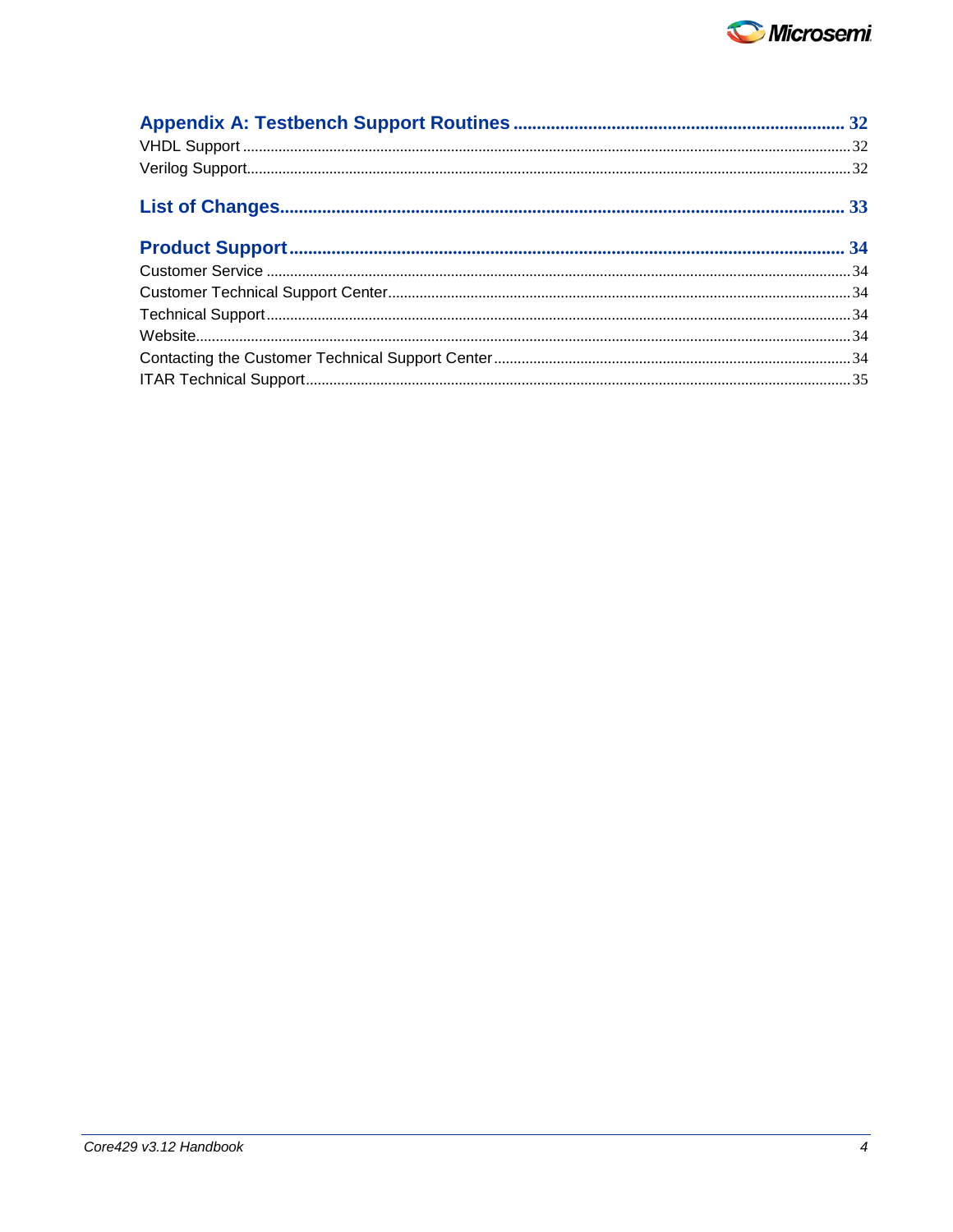**Appendix A: Testbench Support Routines** ........................................................................ 32

VHDL Support ........................................................................................................................................ 32

Verilog Support ...................................................................................................................................... 32

**List of Changes** ............................................................................................................................. 33

**Product Support** ............................................................................................................................ 34

Customer Service .................................................................................................................................. 34

Customer Technical Support Center ..................................................................................................... 34

Technical Support .................................................................................................................................. 34

Website .................................................................................................................................................. 34

Contacting the Customer Technical Support Center ............................................................................. 34

ITAR Technical Support ......................................................................................................................... 35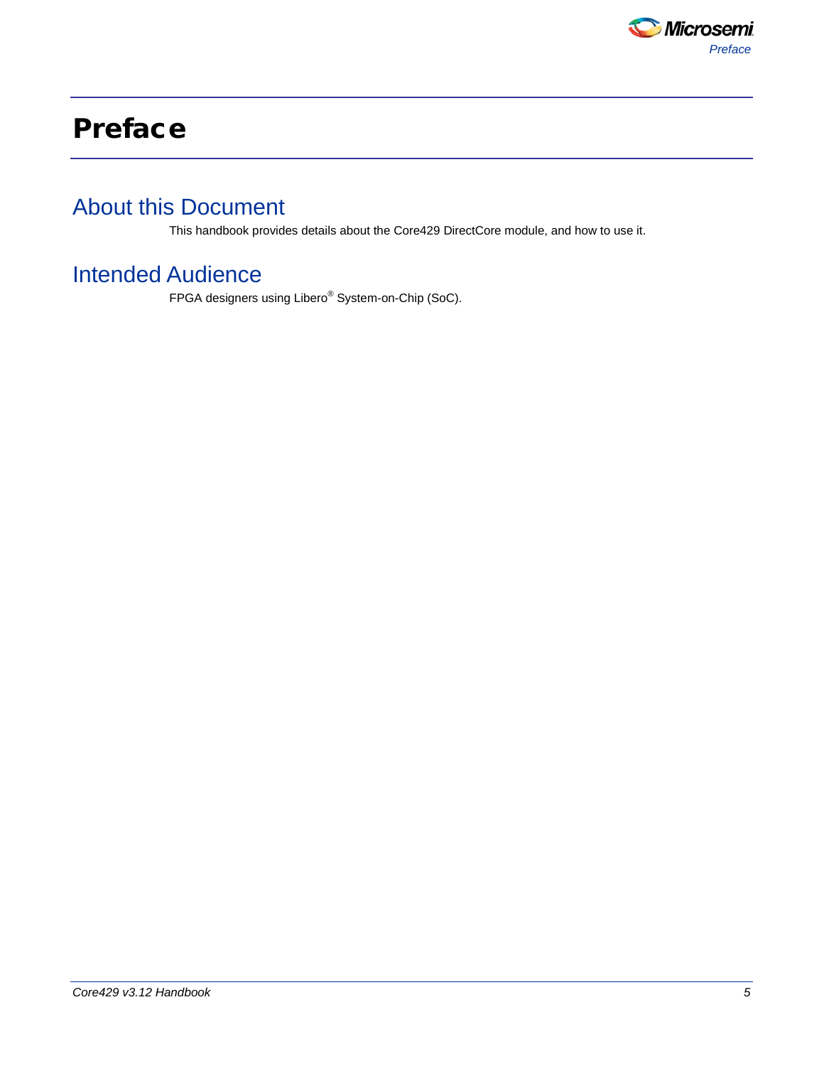# Preface

## About this Document

This handbook provides details about the Core429 DirectCore module, and how to use it.

## Intended Audience

FPGA designers using Libero® System-on-Chip (SoC).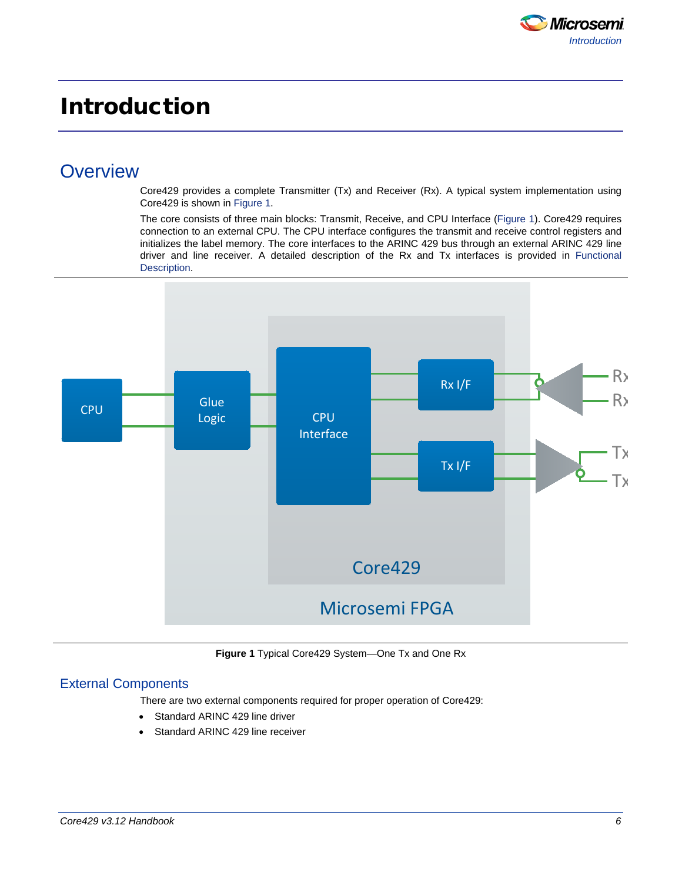# Introduction

## Overview

Core429 provides a complete Transmitter (Tx) and Receiver (Rx). A typical system implementation using Core429 is shown in Figure 1.

The core consists of three main blocks: Transmit, Receive, and CPU Interface (Figure 1). Core429 requires connection to an external CPU. The CPU interface configures the transmit and receive control registers and initializes the label memory. The core interfaces to the ARINC 429 bus through an external ARINC 429 line driver and line receiver. A detailed description of the Rx and Tx interfaces is provided in Functional Description.

**Figure 1** Typical Core429 System—One Tx and One Rx

### External Components

There are two external components required for proper operation of Core429:

- Standard ARINC 429 line driver
- Standard ARINC 429 line receiver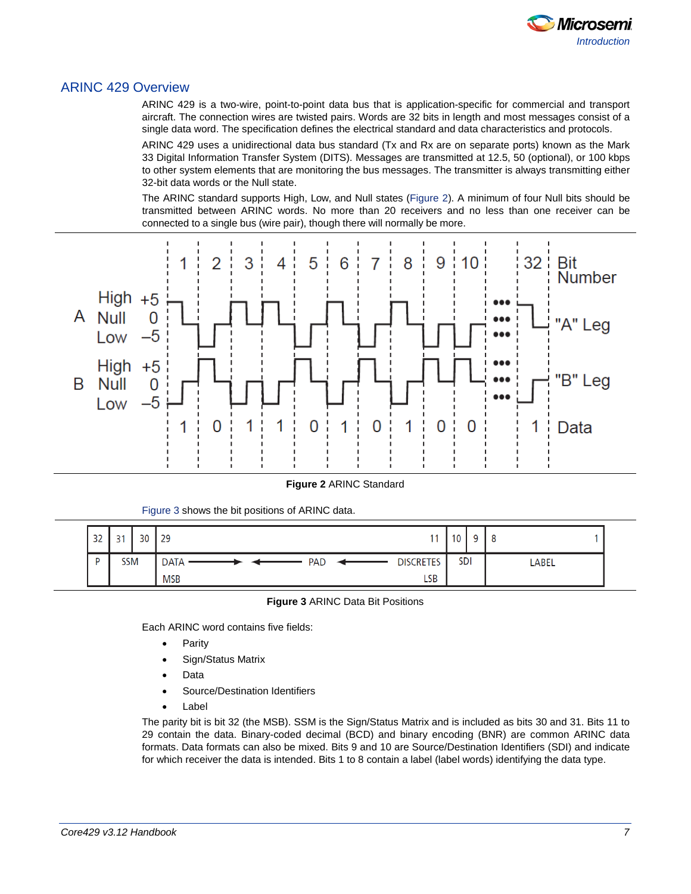## ARINC 429 Overview

ARINC 429 is a two-wire, point-to-point data bus that is application-specific for commercial and transport aircraft. The connection wires are twisted pairs. Words are 32 bits in length and most messages consist of a single data word. The specification defines the electrical standard and data characteristics and protocols.

ARINC 429 uses a unidirectional data bus standard (Tx and Rx are on separate ports) known as the Mark 33 Digital Information Transfer System (DITS). Messages are transmitted at 12.5, 50 (optional), or 100 kbps to other system elements that are monitoring the bus messages. The transmitter is always transmitting either 32-bit data words or the Null state.

The ARINC standard supports High, Low, and Null states (Figure 2). A minimum of four Null bits should be transmitted between ARINC words. No more than 20 receivers and no less than one receiver can be connected to a single bus (wire pair), though there will normally be more.

**Figure 2** ARINC Standard

Figure 3 shows the bit positions of ARINC data.

| 32 | 31 | 30 | 29 ... 11 | 10 | 9 | 8 ... 1 |
|---|---|---|---|---|---|---|
| P | SSM | | DATA (MSB) → ← PAD ← DISCRETES (LSB) | SDI | | LABEL |

**Figure 3** ARINC Data Bit Positions

Each ARINC word contains five fields:

- Parity
- Sign/Status Matrix
- Data
- Source/Destination Identifiers
- Label

The parity bit is bit 32 (the MSB). SSM is the Sign/Status Matrix and is included as bits 30 and 31. Bits 11 to 29 contain the data. Binary-coded decimal (BCD) and binary encoding (BNR) are common ARINC data formats. Data formats can also be mixed. Bits 9 and 10 are Source/Destination Identifiers (SDI) and indicate for which receiver the data is intended. Bits 1 to 8 contain a label (label words) identifying the data type.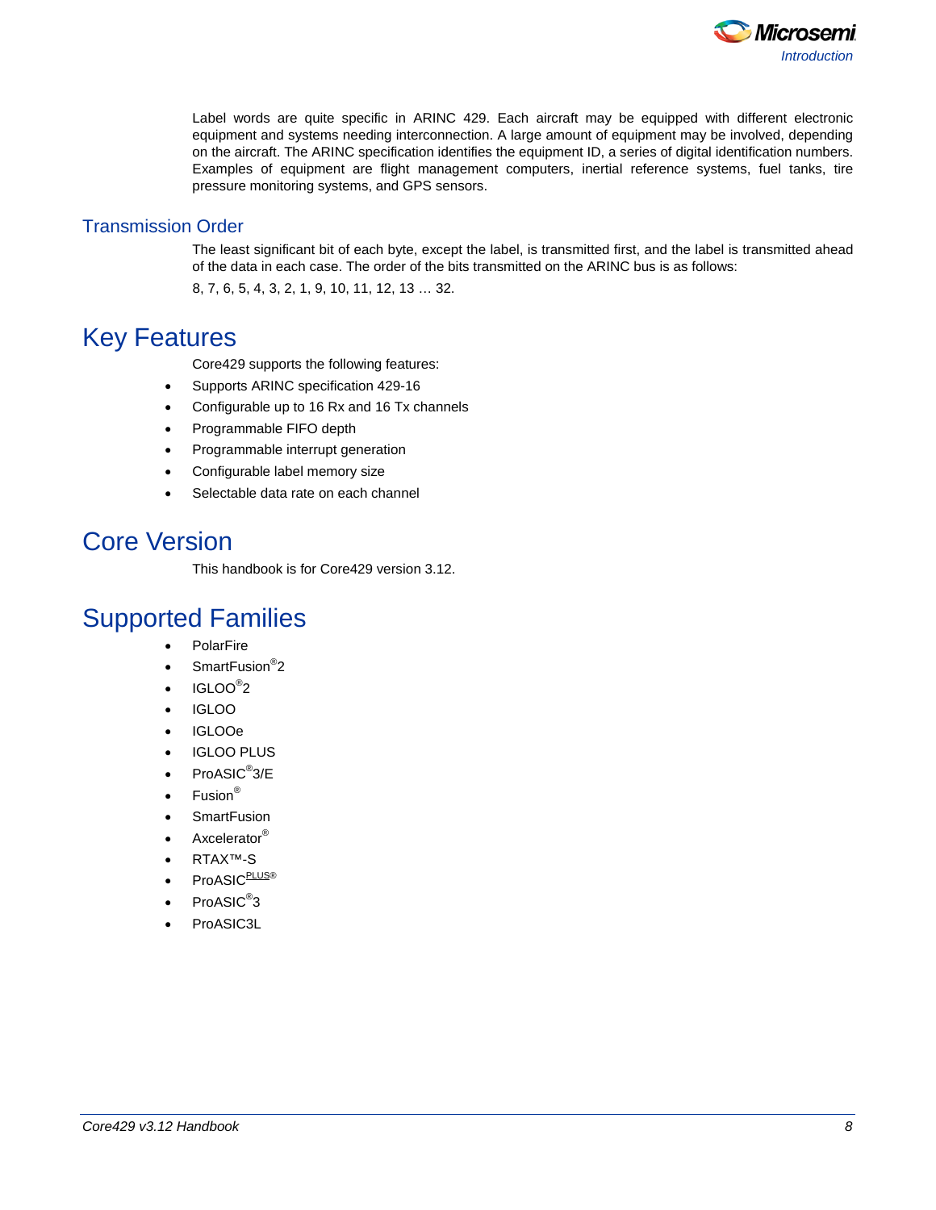Label words are quite specific in ARINC 429. Each aircraft may be equipped with different electronic equipment and systems needing interconnection. A large amount of equipment may be involved, depending on the aircraft. The ARINC specification identifies the equipment ID, a series of digital identification numbers. Examples of equipment are flight management computers, inertial reference systems, fuel tanks, tire pressure monitoring systems, and GPS sensors.

## Transmission Order

The least significant bit of each byte, except the label, is transmitted first, and the label is transmitted ahead of the data in each case. The order of the bits transmitted on the ARINC bus is as follows:

8, 7, 6, 5, 4, 3, 2, 1, 9, 10, 11, 12, 13 … 32.

# Key Features

Core429 supports the following features:

- Supports ARINC specification 429-16
- Configurable up to 16 Rx and 16 Tx channels
- Programmable FIFO depth
- Programmable interrupt generation
- Configurable label memory size
- Selectable data rate on each channel

# Core Version

This handbook is for Core429 version 3.12.

# Supported Families

- PolarFire
- SmartFusion®2
- IGLOO®2
- IGLOO
- IGLOOe
- IGLOO PLUS
- ProASIC®3/E
- Fusion®
- SmartFusion
- Axcelerator®
- RTAX™-S
- ProASICPLUS®
- ProASIC®3
- ProASIC3L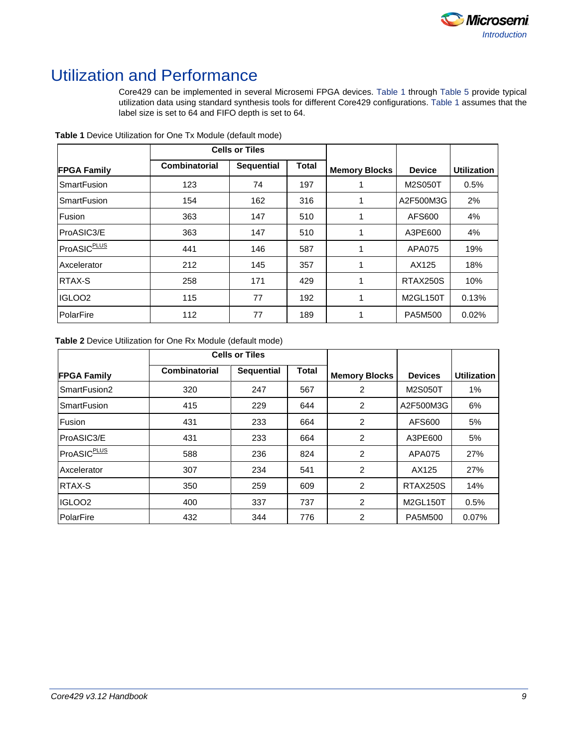# Utilization and Performance

Core429 can be implemented in several Microsemi FPGA devices. Table 1 through Table 5 provide typical utilization data using standard synthesis tools for different Core429 configurations. Table 1 assumes that the label size is set to 64 and FIFO depth is set to 64.

**Table 1** Device Utilization for One Tx Module (default mode)

| FPGA Family | Cells or Tiles | | | Memory Blocks | Device | Utilization |
|---|---|---|---|---|---|---|
| | Combinatorial | Sequential | Total | | | |
| SmartFusion | 123 | 74 | 197 | 1 | M2S050T | 0.5% |
| SmartFusion | 154 | 162 | 316 | 1 | A2F500M3G | 2% |
| Fusion | 363 | 147 | 510 | 1 | AFS600 | 4% |
| ProASIC3/E | 363 | 147 | 510 | 1 | A3PE600 | 4% |
| ProASIC[PLUS] | 441 | 146 | 587 | 1 | APA075 | 19% |
| Axcelerator | 212 | 145 | 357 | 1 | AX125 | 18% |
| RTAX-S | 258 | 171 | 429 | 1 | RTAX250S | 10% |
| IGLOO2 | 115 | 77 | 192 | 1 | M2GL150T | 0.13% |
| PolarFire | 112 | 77 | 189 | 1 | PA5M500 | 0.02% |

**Table 2** Device Utilization for One Rx Module (default mode)

| FPGA Family | Cells or Tiles | | | Memory Blocks | Devices | Utilization |
|---|---|---|---|---|---|---|
| | Combinatorial | Sequential | Total | | | |
| SmartFusion2 | 320 | 247 | 567 | 2 | M2S050T | 1% |
| SmartFusion | 415 | 229 | 644 | 2 | A2F500M3G | 6% |
| Fusion | 431 | 233 | 664 | 2 | AFS600 | 5% |
| ProASIC3/E | 431 | 233 | 664 | 2 | A3PE600 | 5% |
| ProASIC[PLUS] | 588 | 236 | 824 | 2 | APA075 | 27% |
| Axcelerator | 307 | 234 | 541 | 2 | AX125 | 27% |
| RTAX-S | 350 | 259 | 609 | 2 | RTAX250S | 14% |
| IGLOO2 | 400 | 337 | 737 | 2 | M2GL150T | 0.5% |
| PolarFire | 432 | 344 | 776 | 2 | PA5M500 | 0.07% |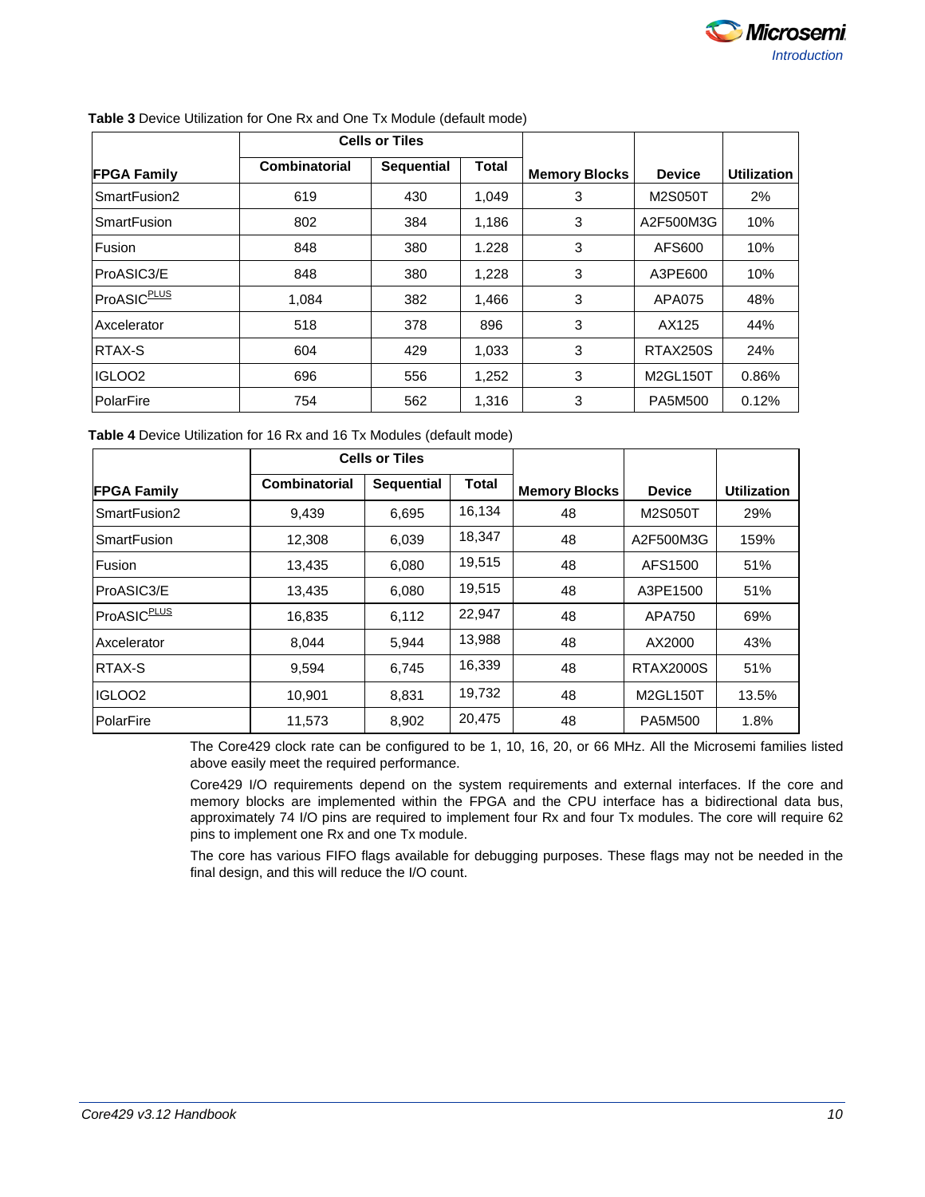**Table 3** Device Utilization for One Rx and One Tx Module (default mode)

| FPGA Family | Cells or Tiles | | | Memory Blocks | Device | Utilization |
|---|---|---|---|---|---|---|
| | Combinatorial | Sequential | Total | | | |
| SmartFusion2 | 619 | 430 | 1,049 | 3 | M2S050T | 2% |
| SmartFusion | 802 | 384 | 1,186 | 3 | A2F500M3G | 10% |
| Fusion | 848 | 380 | 1.228 | 3 | AFS600 | 10% |
| ProASIC3/E | 848 | 380 | 1,228 | 3 | A3PE600 | 10% |
| ProASIC<sup>PLUS</sup> | 1,084 | 382 | 1,466 | 3 | APA075 | 48% |
| Axcelerator | 518 | 378 | 896 | 3 | AX125 | 44% |
| RTAX-S | 604 | 429 | 1,033 | 3 | RTAX250S | 24% |
| IGLOO2 | 696 | 556 | 1,252 | 3 | M2GL150T | 0.86% |
| PolarFire | 754 | 562 | 1,316 | 3 | PA5M500 | 0.12% |

**Table 4** Device Utilization for 16 Rx and 16 Tx Modules (default mode)

| FPGA Family | Cells or Tiles | | | Memory Blocks | Device | Utilization |
|---|---|---|---|---|---|---|
| | Combinatorial | Sequential | Total | | | |
| SmartFusion2 | 9,439 | 6,695 | 16,134 | 48 | M2S050T | 29% |
| SmartFusion | 12,308 | 6,039 | 18,347 | 48 | A2F500M3G | 159% |
| Fusion | 13,435 | 6,080 | 19,515 | 48 | AFS1500 | 51% |
| ProASIC3/E | 13,435 | 6,080 | 19,515 | 48 | A3PE1500 | 51% |
| ProASIC<sup>PLUS</sup> | 16,835 | 6,112 | 22,947 | 48 | APA750 | 69% |
| Axcelerator | 8,044 | 5,944 | 13,988 | 48 | AX2000 | 43% |
| RTAX-S | 9,594 | 6,745 | 16,339 | 48 | RTAX2000S | 51% |
| IGLOO2 | 10,901 | 8,831 | 19,732 | 48 | M2GL150T | 13.5% |
| PolarFire | 11,573 | 8,902 | 20,475 | 48 | PA5M500 | 1.8% |

The Core429 clock rate can be configured to be 1, 10, 16, 20, or 66 MHz. All the Microsemi families listed above easily meet the required performance.

Core429 I/O requirements depend on the system requirements and external interfaces. If the core and memory blocks are implemented within the FPGA and the CPU interface has a bidirectional data bus, approximately 74 I/O pins are required to implement four Rx and four Tx modules. The core will require 62 pins to implement one Rx and one Tx module.

The core has various FIFO flags available for debugging purposes. These flags may not be needed in the final design, and this will reduce the I/O count.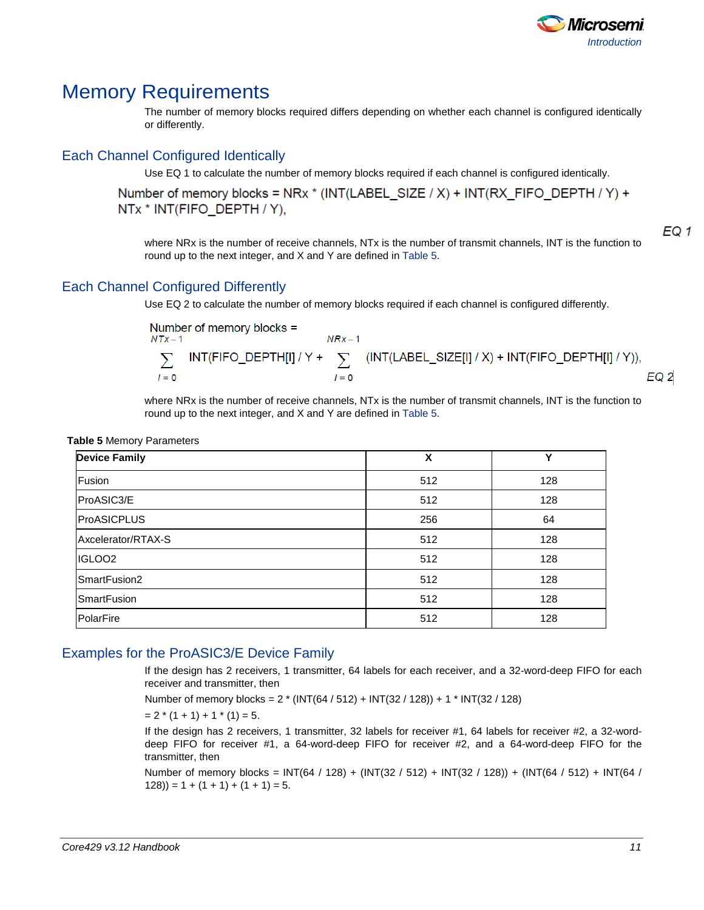# Memory Requirements

The number of memory blocks required differs depending on whether each channel is configured identically or differently.

## Each Channel Configured Identically

Use EQ 1 to calculate the number of memory blocks required if each channel is configured identically.

$$\text{Number of memory blocks} = NRx * (INT(LABEL\_SIZE / X) + INT(RX\_FIFO\_DEPTH / Y) + NTx * INT(FIFO\_DEPTH / Y), \quad \text{EQ 1}$$

where NRx is the number of receive channels, NTx is the number of transmit channels, INT is the function to round up to the next integer, and X and Y are defined in Table 5.

## Each Channel Configured Differently

Use EQ 2 to calculate the number of memory blocks required if each channel is configured differently.

$$\text{Number of memory blocks} = \sum_{I=0}^{NTx-1} INT(FIFO\_DEPTH[I] / Y + \sum_{I=0}^{NRx-1} (INT(LABEL\_SIZE[I] / X) + INT(FIFO\_DEPTH[I] / Y)), \quad \text{EQ 2}$$

where NRx is the number of receive channels, NTx is the number of transmit channels, INT is the function to round up to the next integer, and X and Y are defined in Table 5.

**Table 5** Memory Parameters

| Device Family | X | Y |
|---|---|---|
| Fusion | 512 | 128 |
| ProASIC3/E | 512 | 128 |
| ProASICPLUS | 256 | 64 |
| Axcelerator/RTAX-S | 512 | 128 |
| IGLOO2 | 512 | 128 |
| SmartFusion2 | 512 | 128 |
| SmartFusion | 512 | 128 |
| PolarFire | 512 | 128 |

## Examples for the ProASIC3/E Device Family

If the design has 2 receivers, 1 transmitter, 64 labels for each receiver, and a 32-word-deep FIFO for each receiver and transmitter, then

Number of memory blocks = 2 * (INT(64 / 512) + INT(32 / 128)) + 1 * INT(32 / 128)

= 2 * (1 + 1) + 1 * (1) = 5.

If the design has 2 receivers, 1 transmitter, 32 labels for receiver #1, 64 labels for receiver #2, a 32-word-deep FIFO for receiver #1, a 64-word-deep FIFO for receiver #2, and a 64-word-deep FIFO for the transmitter, then

Number of memory blocks = INT(64 / 128) + (INT(32 / 512) + INT(32 / 128)) + (INT(64 / 512) + INT(64 / 128)) = 1 + (1 + 1) + (1 + 1) = 5.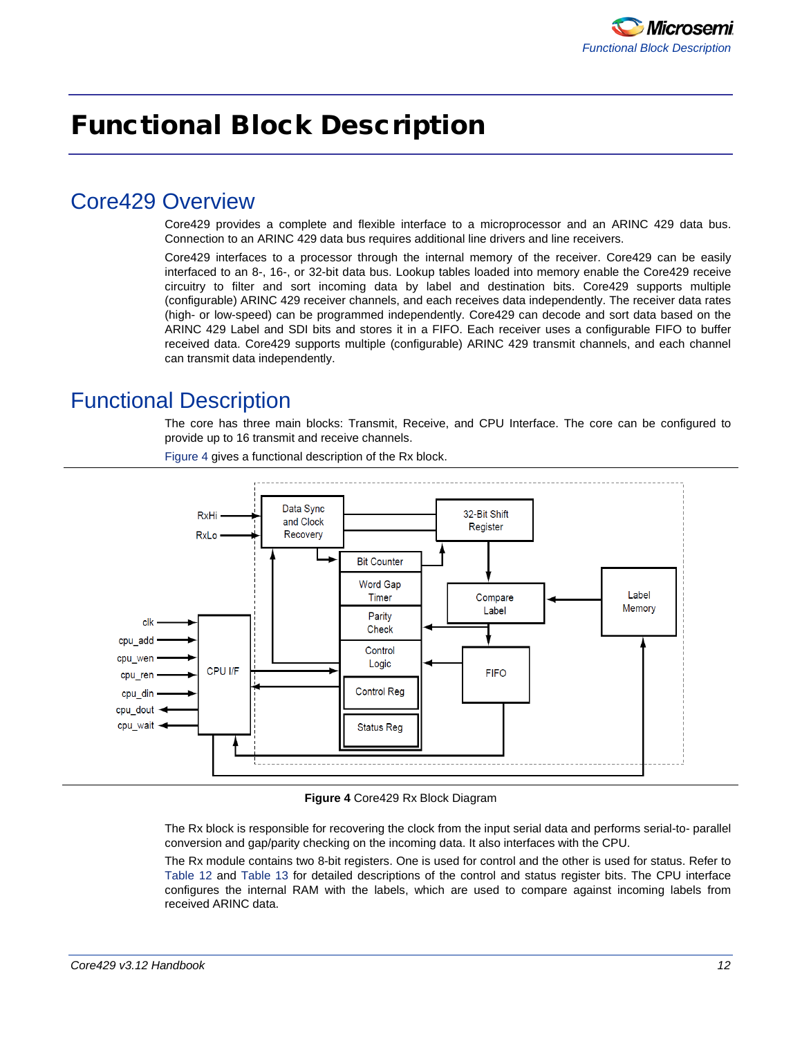# Functional Block Description

## Core429 Overview

Core429 provides a complete and flexible interface to a microprocessor and an ARINC 429 data bus. Connection to an ARINC 429 data bus requires additional line drivers and line receivers.

Core429 interfaces to a processor through the internal memory of the receiver. Core429 can be easily interfaced to an 8-, 16-, or 32-bit data bus. Lookup tables loaded into memory enable the Core429 receive circuitry to filter and sort incoming data by label and destination bits. Core429 supports multiple (configurable) ARINC 429 receiver channels, and each receives data independently. The receiver data rates (high- or low-speed) can be programmed independently. Core429 can decode and sort data based on the ARINC 429 Label and SDI bits and stores it in a FIFO. Each receiver uses a configurable FIFO to buffer received data. Core429 supports multiple (configurable) ARINC 429 transmit channels, and each channel can transmit data independently.

## Functional Description

The core has three main blocks: Transmit, Receive, and CPU Interface. The core can be configured to provide up to 16 transmit and receive channels.

Figure 4 gives a functional description of the Rx block.

**Figure 4** Core429 Rx Block Diagram

The Rx block is responsible for recovering the clock from the input serial data and performs serial-to- parallel conversion and gap/parity checking on the incoming data. It also interfaces with the CPU.

The Rx module contains two 8-bit registers. One is used for control and the other is used for status. Refer to Table 12 and Table 13 for detailed descriptions of the control and status register bits. The CPU interface configures the internal RAM with the labels, which are used to compare against incoming labels from received ARINC data.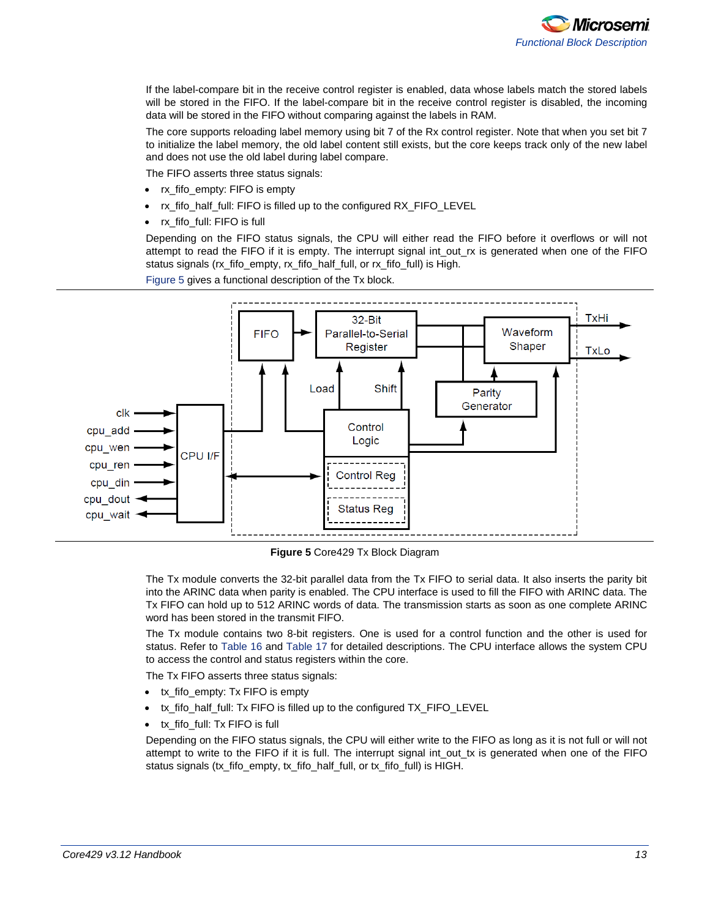If the label-compare bit in the receive control register is enabled, data whose labels match the stored labels will be stored in the FIFO. If the label-compare bit in the receive control register is disabled, the incoming data will be stored in the FIFO without comparing against the labels in RAM.

The core supports reloading label memory using bit 7 of the Rx control register. Note that when you set bit 7 to initialize the label memory, the old label content still exists, but the core keeps track only of the new label and does not use the old label during label compare.

The FIFO asserts three status signals:

- rx_fifo_empty: FIFO is empty
- rx_fifo_half_full: FIFO is filled up to the configured RX_FIFO_LEVEL
- rx_fifo_full: FIFO is full

Depending on the FIFO status signals, the CPU will either read the FIFO before it overflows or will not attempt to read the FIFO if it is empty. The interrupt signal int_out_rx is generated when one of the FIFO status signals (rx_fifo_empty, rx_fifo_half_full, or rx_fifo_full) is High.

Figure 5 gives a functional description of the Tx block.

**Figure 5** Core429 Tx Block Diagram

The Tx module converts the 32-bit parallel data from the Tx FIFO to serial data. It also inserts the parity bit into the ARINC data when parity is enabled. The CPU interface is used to fill the FIFO with ARINC data. The Tx FIFO can hold up to 512 ARINC words of data. The transmission starts as soon as one complete ARINC word has been stored in the transmit FIFO.

The Tx module contains two 8-bit registers. One is used for a control function and the other is used for status. Refer to Table 16 and Table 17 for detailed descriptions. The CPU interface allows the system CPU to access the control and status registers within the core.

The Tx FIFO asserts three status signals:

- tx_fifo_empty: Tx FIFO is empty
- tx_fifo_half_full: Tx FIFO is filled up to the configured TX_FIFO_LEVEL
- tx_fifo_full: Tx FIFO is full

Depending on the FIFO status signals, the CPU will either write to the FIFO as long as it is not full or will not attempt to write to the FIFO if it is full. The interrupt signal int_out_tx is generated when one of the FIFO status signals (tx_fifo_empty, tx_fifo_half_full, or tx_fifo_full) is HIGH.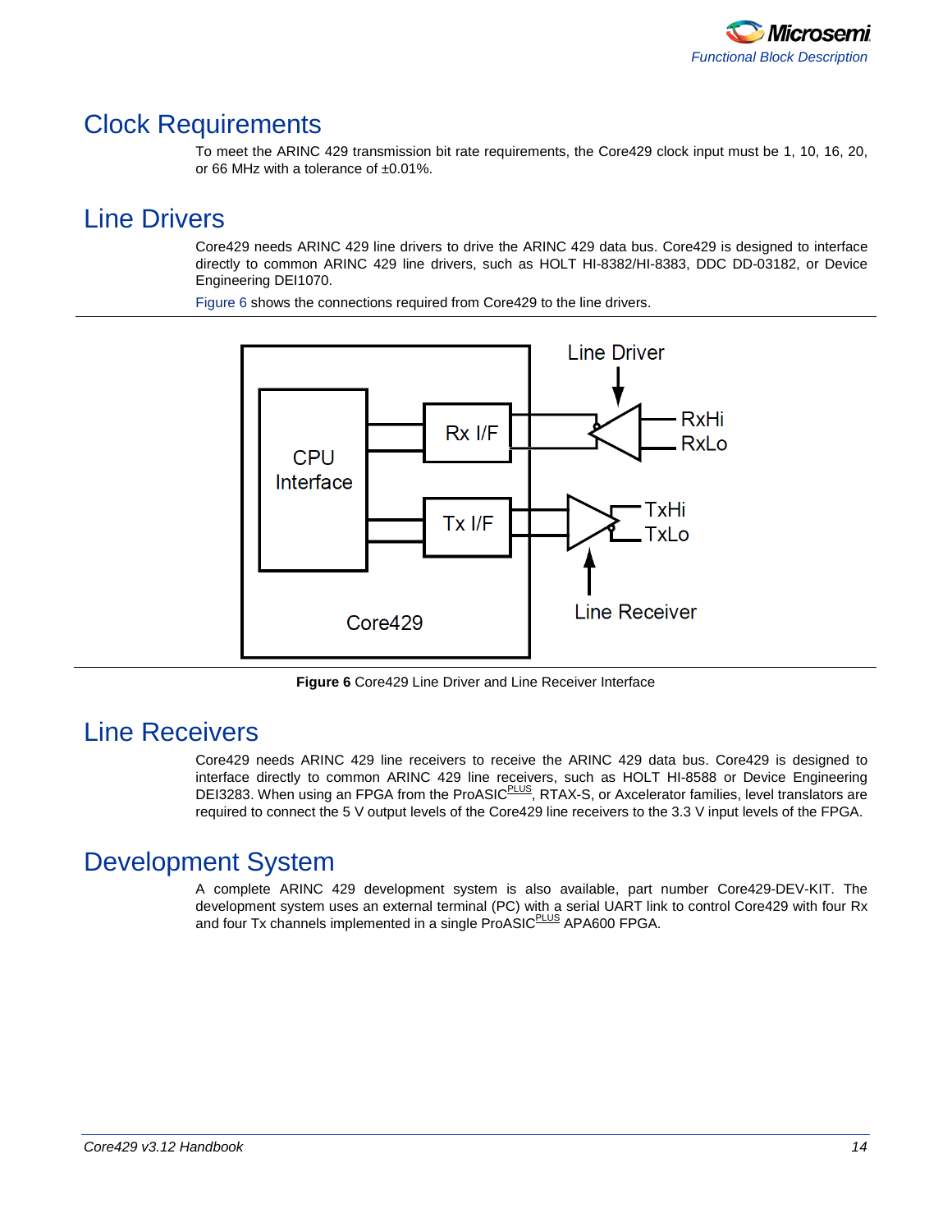## Clock Requirements

To meet the ARINC 429 transmission bit rate requirements, the Core429 clock input must be 1, 10, 16, 20, or 66 MHz with a tolerance of ±0.01%.

## Line Drivers

Core429 needs ARINC 429 line drivers to drive the ARINC 429 data bus. Core429 is designed to interface directly to common ARINC 429 line drivers, such as HOLT HI-8382/HI-8383, DDC DD-03182, or Device Engineering DEI1070.

Figure 6 shows the connections required from Core429 to the line drivers.

**Figure 6** Core429 Line Driver and Line Receiver Interface

## Line Receivers

Core429 needs ARINC 429 line receivers to receive the ARINC 429 data bus. Core429 is designed to interface directly to common ARINC 429 line receivers, such as HOLT HI-8588 or Device Engineering DEI3283. When using an FPGA from the ProASIC[PLUS], RTAX-S, or Axcelerator families, level translators are required to connect the 5 V output levels of the Core429 line receivers to the 3.3 V input levels of the FPGA.

## Development System

A complete ARINC 429 development system is also available, part number Core429-DEV-KIT. The development system uses an external terminal (PC) with a serial UART link to control Core429 with four Rx and four Tx channels implemented in a single ProASIC[PLUS] APA600 FPGA.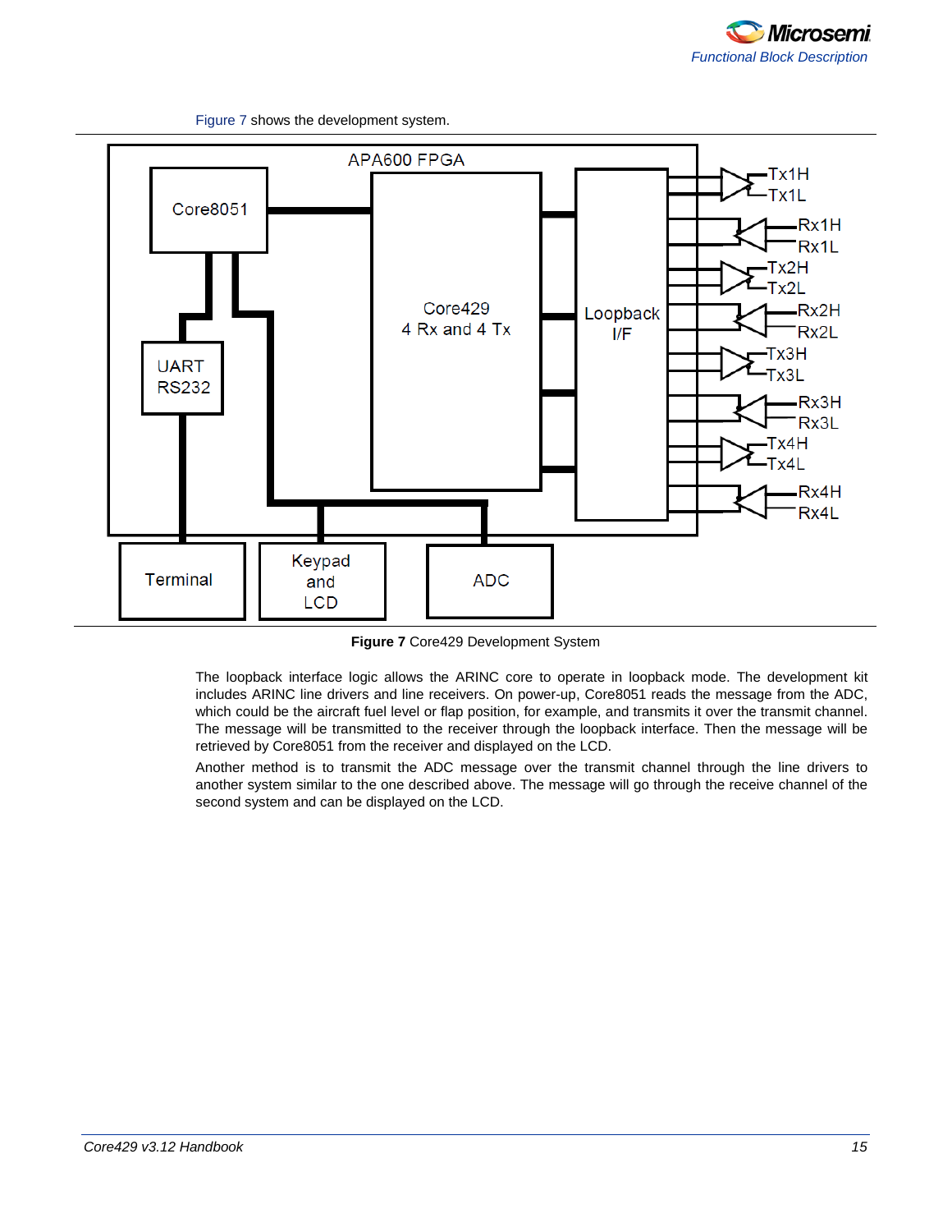Figure 7 shows the development system.

**Figure 7** Core429 Development System

The loopback interface logic allows the ARINC core to operate in loopback mode. The development kit includes ARINC line drivers and line receivers. On power-up, Core8051 reads the message from the ADC, which could be the aircraft fuel level or flap position, for example, and transmits it over the transmit channel. The message will be transmitted to the receiver through the loopback interface. Then the message will be retrieved by Core8051 from the receiver and displayed on the LCD.

Another method is to transmit the ADC message over the transmit channel through the line drivers to another system similar to the one described above. The message will go through the receive channel of the second system and can be displayed on the LCD.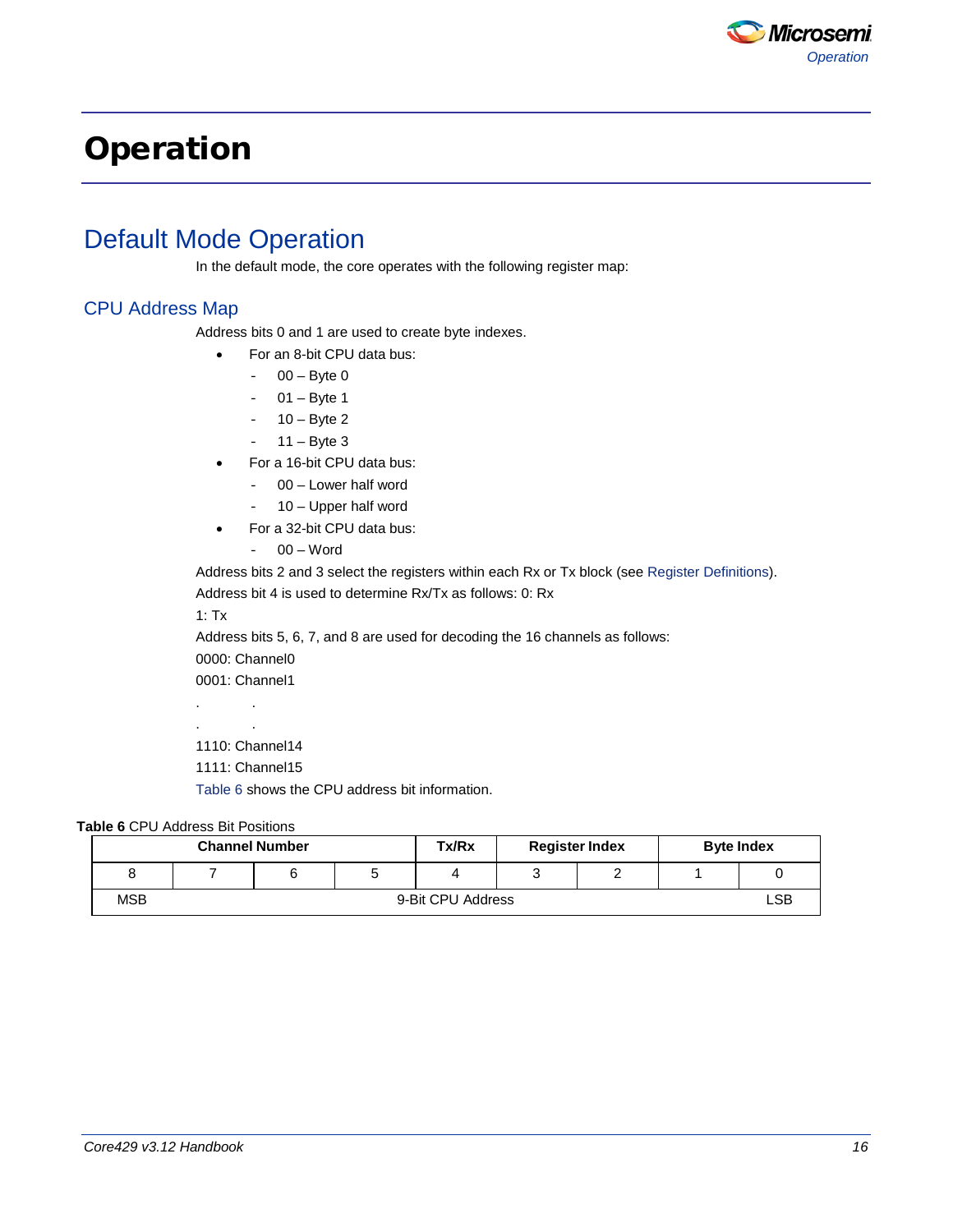# Operation

## Default Mode Operation

In the default mode, the core operates with the following register map:

### CPU Address Map

Address bits 0 and 1 are used to create byte indexes.

- For an 8-bit CPU data bus:
  - 00 – Byte 0
  - 01 – Byte 1
  - 10 – Byte 2
  - 11 – Byte 3
- For a 16-bit CPU data bus:
  - 00 – Lower half word
  - 10 – Upper half word
- For a 32-bit CPU data bus:
  - 00 – Word

Address bits 2 and 3 select the registers within each Rx or Tx block (see Register Definitions).

Address bit 4 is used to determine Rx/Tx as follows: 0: Rx

1: Tx

Address bits 5, 6, 7, and 8 are used for decoding the 16 channels as follows:

0000: Channel0

0001: Channel1

. .

. .

1110: Channel14

1111: Channel15

Table 6 shows the CPU address bit information.

**Table 6** CPU Address Bit Positions

| Channel Number | | | | Tx/Rx | Register Index | | Byte Index | |
|---|---|---|---|---|---|---|---|---|
| 8 | 7 | 6 | 5 | 4 | 3 | 2 | 1 | 0 |
| MSB | | | | 9-Bit CPU Address | | | | LSB |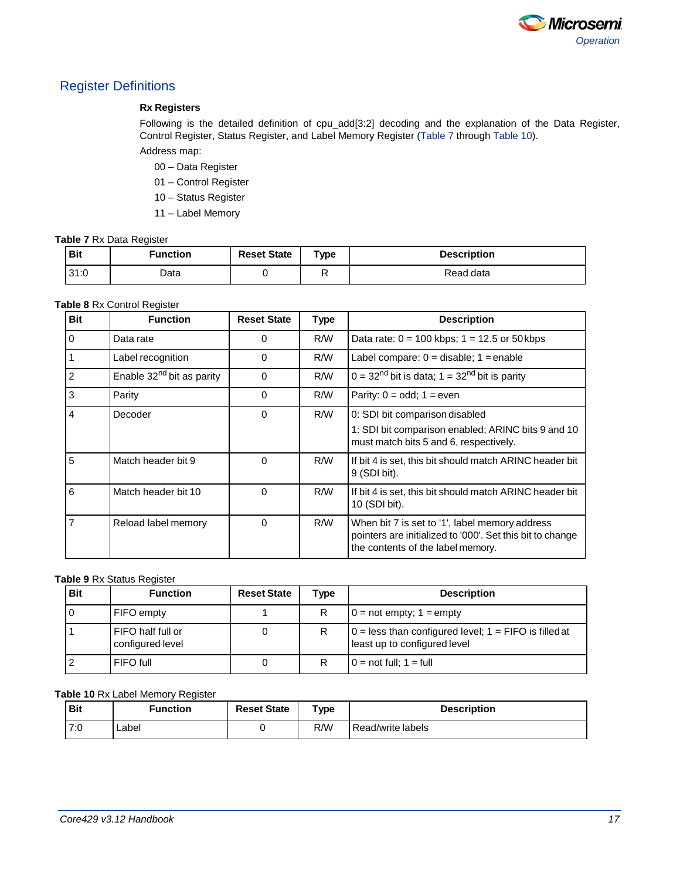## Register Definitions

### Rx Registers

Following is the detailed definition of cpu_add[3:2] decoding and the explanation of the Data Register, Control Register, Status Register, and Label Memory Register (Table 7 through Table 10).

Address map:

00 – Data Register

01 – Control Register

10 – Status Register

11 – Label Memory

**Table 7** Rx Data Register

| Bit | Function | Reset State | Type | Description |
|---|---|---|---|---|
| 31:0 | Data | 0 | R | Read data |

**Table 8** Rx Control Register

| Bit | Function | Reset State | Type | Description |
|---|---|---|---|---|
| 0 | Data rate | 0 | R/W | Data rate: 0 = 100 kbps; 1 = 12.5 or 50 kbps |
| 1 | Label recognition | 0 | R/W | Label compare: 0 = disable; 1 = enable |
| 2 | Enable 32nd bit as parity | 0 | R/W | 0 = 32nd bit is data; 1 = 32nd bit is parity |
| 3 | Parity | 0 | R/W | Parity: 0 = odd; 1 = even |
| 4 | Decoder | 0 | R/W | 0: SDI bit comparison disabled<br>1: SDI bit comparison enabled; ARINC bits 9 and 10 must match bits 5 and 6, respectively. |
| 5 | Match header bit 9 | 0 | R/W | If bit 4 is set, this bit should match ARINC header bit 9 (SDI bit). |
| 6 | Match header bit 10 | 0 | R/W | If bit 4 is set, this bit should match ARINC header bit 10 (SDI bit). |
| 7 | Reload label memory | 0 | R/W | When bit 7 is set to '1', label memory address pointers are initialized to '000'. Set this bit to change the contents of the label memory. |

**Table 9** Rx Status Register

| Bit | Function | Reset State | Type | Description |
|---|---|---|---|---|
| 0 | FIFO empty | 1 | R | 0 = not empty; 1 = empty |
| 1 | FIFO half full or configured level | 0 | R | 0 = less than configured level; 1 = FIFO is filled at least up to configured level |
| 2 | FIFO full | 0 | R | 0 = not full; 1 = full |

**Table 10** Rx Label Memory Register

| Bit | Function | Reset State | Type | Description |
|---|---|---|---|---|
| 7:0 | Label | 0 | R/W | Read/write labels |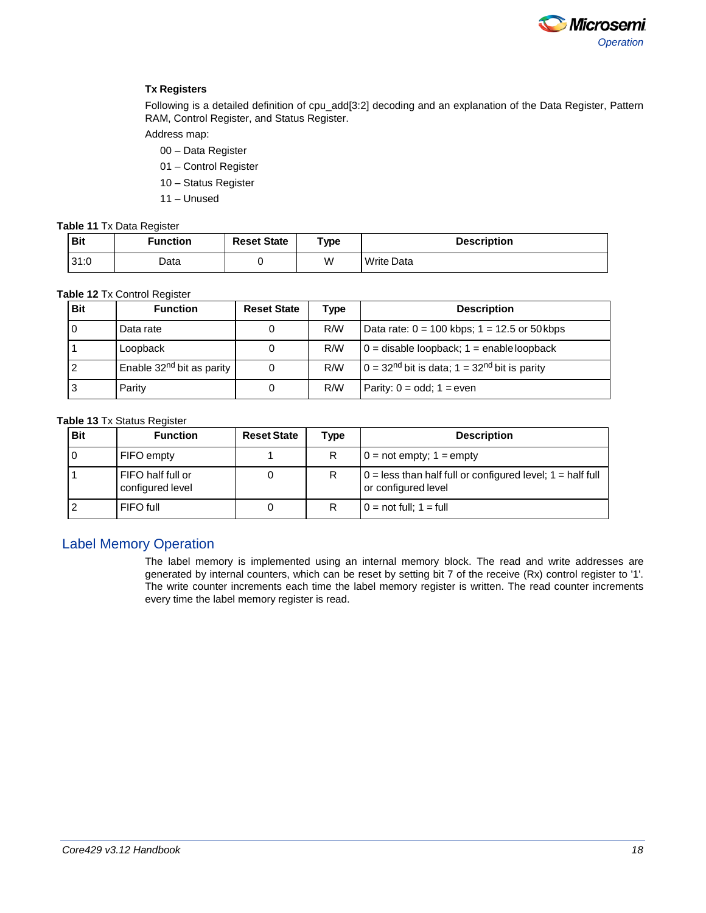### Tx Registers

Following is a detailed definition of cpu_add[3:2] decoding and an explanation of the Data Register, Pattern RAM, Control Register, and Status Register.

Address map:

- 00 – Data Register
- 01 – Control Register
- 10 – Status Register
- 11 – Unused

**Table 11** Tx Data Register

| Bit | Function | Reset State | Type | Description |
|---|---|---|---|---|
| 31:0 | Data | 0 | W | Write Data |

**Table 12** Tx Control Register

| Bit | Function | Reset State | Type | Description |
|---|---|---|---|---|
| 0 | Data rate | 0 | R/W | Data rate: 0 = 100 kbps; 1 = 12.5 or 50 kbps |
| 1 | Loopback | 0 | R/W | 0 = disable loopback; 1 = enable loopback |
| 2 | Enable 32nd bit as parity | 0 | R/W | 0 = 32nd bit is data; 1 = 32nd bit is parity |
| 3 | Parity | 0 | R/W | Parity: 0 = odd; 1 = even |

**Table 13** Tx Status Register

| Bit | Function | Reset State | Type | Description |
|---|---|---|---|---|
| 0 | FIFO empty | 1 | R | 0 = not empty; 1 = empty |
| 1 | FIFO half full or configured level | 0 | R | 0 = less than half full or configured level; 1 = half full or configured level |
| 2 | FIFO full | 0 | R | 0 = not full; 1 = full |

## Label Memory Operation

The label memory is implemented using an internal memory block. The read and write addresses are generated by internal counters, which can be reset by setting bit 7 of the receive (Rx) control register to '1'. The write counter increments each time the label memory register is written. The read counter increments every time the label memory register is read.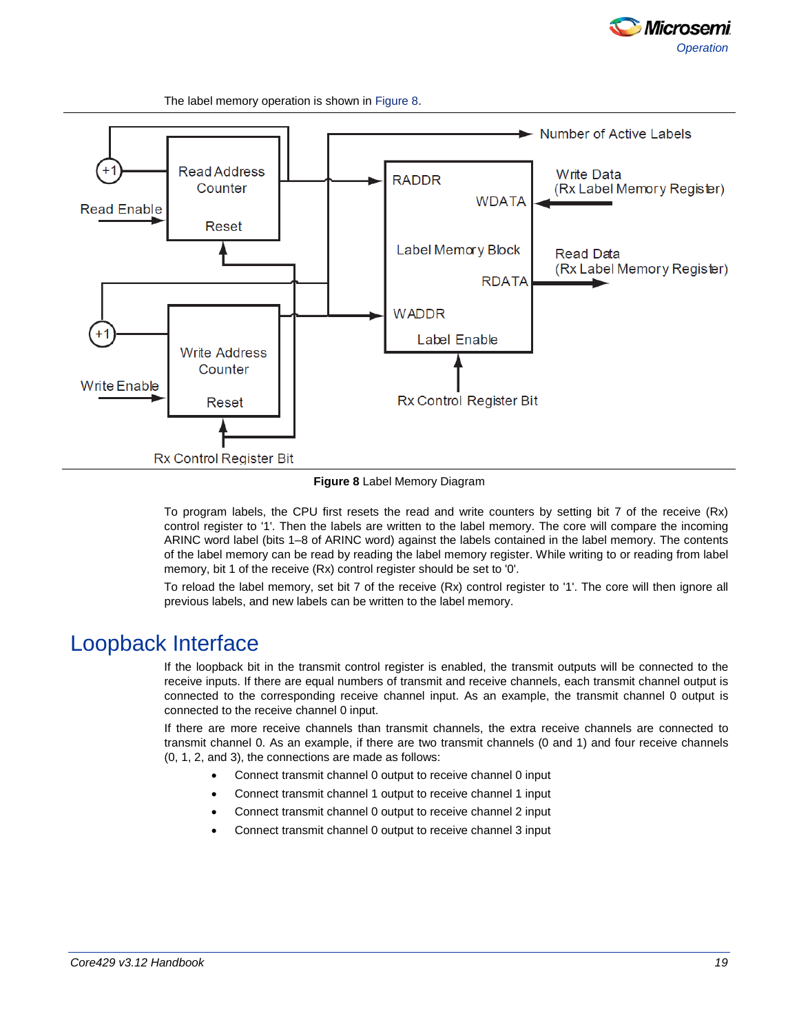The label memory operation is shown in Figure 8.

Figure 8 Label Memory Diagram

To program labels, the CPU first resets the read and write counters by setting bit 7 of the receive (Rx) control register to '1'. Then the labels are written to the label memory. The core will compare the incoming ARINC word label (bits 1–8 of ARINC word) against the labels contained in the label memory. The contents of the label memory can be read by reading the label memory register. While writing to or reading from label memory, bit 1 of the receive (Rx) control register should be set to '0'.

To reload the label memory, set bit 7 of the receive (Rx) control register to '1'. The core will then ignore all previous labels, and new labels can be written to the label memory.

# Loopback Interface

If the loopback bit in the transmit control register is enabled, the transmit outputs will be connected to the receive inputs. If there are equal numbers of transmit and receive channels, each transmit channel output is connected to the corresponding receive channel input. As an example, the transmit channel 0 output is connected to the receive channel 0 input.

If there are more receive channels than transmit channels, the extra receive channels are connected to transmit channel 0. As an example, if there are two transmit channels (0 and 1) and four receive channels (0, 1, 2, and 3), the connections are made as follows:

- Connect transmit channel 0 output to receive channel 0 input
- Connect transmit channel 1 output to receive channel 1 input
- Connect transmit channel 0 output to receive channel 2 input
- Connect transmit channel 0 output to receive channel 3 input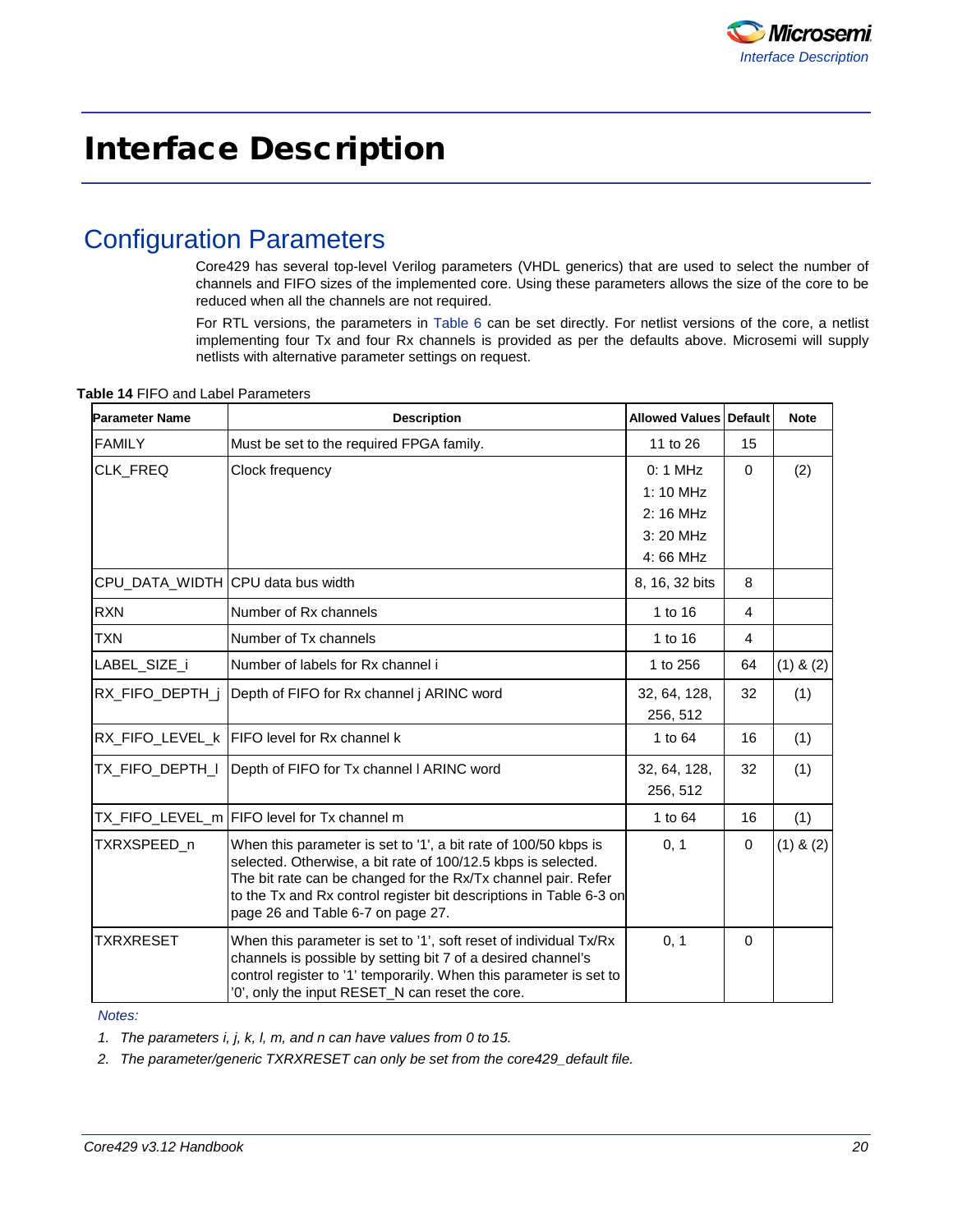# Interface Description

## Configuration Parameters

Core429 has several top-level Verilog parameters (VHDL generics) that are used to select the number of channels and FIFO sizes of the implemented core. Using these parameters allows the size of the core to be reduced when all the channels are not required.

For RTL versions, the parameters in Table 6 can be set directly. For netlist versions of the core, a netlist implementing four Tx and four Rx channels is provided as per the defaults above. Microsemi will supply netlists with alternative parameter settings on request.

**Table 14** FIFO and Label Parameters

| Parameter Name | Description | Allowed Values | Default | Note |
|---|---|---|---|---|
| FAMILY | Must be set to the required FPGA family. | 11 to 26 | 15 | |
| CLK_FREQ | Clock frequency | 0: 1 MHz<br>1: 10 MHz<br>2: 16 MHz<br>3: 20 MHz<br>4: 66 MHz | 0 | (2) |
| CPU_DATA_WIDTH | CPU data bus width | 8, 16, 32 bits | 8 | |
| RXN | Number of Rx channels | 1 to 16 | 4 | |
| TXN | Number of Tx channels | 1 to 16 | 4 | |
| LABEL_SIZE_i | Number of labels for Rx channel i | 1 to 256 | 64 | (1) & (2) |
| RX_FIFO_DEPTH_j | Depth of FIFO for Rx channel j ARINC word | 32, 64, 128, 256, 512 | 32 | (1) |
| RX_FIFO_LEVEL_k | FIFO level for Rx channel k | 1 to 64 | 16 | (1) |
| TX_FIFO_DEPTH_l | Depth of FIFO for Tx channel l ARINC word | 32, 64, 128, 256, 512 | 32 | (1) |
| TX_FIFO_LEVEL_m | FIFO level for Tx channel m | 1 to 64 | 16 | (1) |
| TXRXSPEED_n | When this parameter is set to '1', a bit rate of 100/50 kbps is selected. Otherwise, a bit rate of 100/12.5 kbps is selected. The bit rate can be changed for the Rx/Tx channel pair. Refer to the Tx and Rx control register bit descriptions in Table 6-3 on page 26 and Table 6-7 on page 27. | 0, 1 | 0 | (1) & (2) |
| TXRXRESET | When this parameter is set to '1', soft reset of individual Tx/Rx channels is possible by setting bit 7 of a desired channel's control register to '1' temporarily. When this parameter is set to '0', only the input RESET_N can reset the core. | 0, 1 | 0 | |

*Notes:*

1. *The parameters i, j, k, l, m, and n can have values from 0 to 15.*
2. *The parameter/generic TXRXRESET can only be set from the core429_default file.*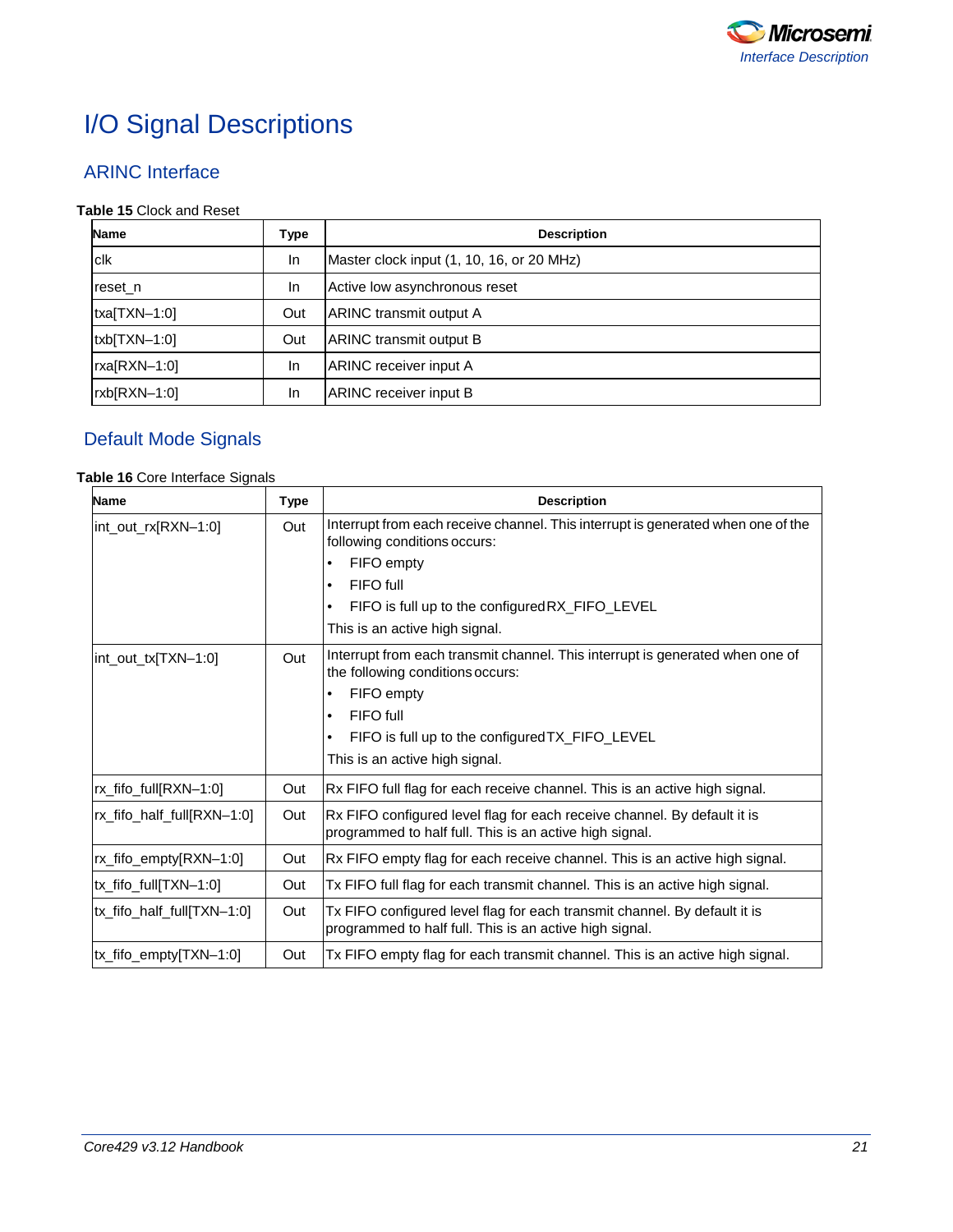# I/O Signal Descriptions

## ARINC Interface

**Table 15** Clock and Reset

| Name | Type | Description |
|---|---|---|
| clk | In | Master clock input (1, 10, 16, or 20 MHz) |
| reset_n | In | Active low asynchronous reset |
| txa[TXN–1:0] | Out | ARINC transmit output A |
| txb[TXN–1:0] | Out | ARINC transmit output B |
| rxa[RXN–1:0] | In | ARINC receiver input A |
| rxb[RXN–1:0] | In | ARINC receiver input B |

## Default Mode Signals

**Table 16** Core Interface Signals

| Name | Type | Description |
|---|---|---|
| int_out_rx[RXN–1:0] | Out | Interrupt from each receive channel. This interrupt is generated when one of the following conditions occurs:<br>• FIFO empty<br>• FIFO full<br>• FIFO is full up to the configured RX_FIFO_LEVEL<br>This is an active high signal. |
| int_out_tx[TXN–1:0] | Out | Interrupt from each transmit channel. This interrupt is generated when one of the following conditions occurs:<br>• FIFO empty<br>• FIFO full<br>• FIFO is full up to the configured TX_FIFO_LEVEL<br>This is an active high signal. |
| rx_fifo_full[RXN–1:0] | Out | Rx FIFO full flag for each receive channel. This is an active high signal. |
| rx_fifo_half_full[RXN–1:0] | Out | Rx FIFO configured level flag for each receive channel. By default it is programmed to half full. This is an active high signal. |
| rx_fifo_empty[RXN–1:0] | Out | Rx FIFO empty flag for each receive channel. This is an active high signal. |
| tx_fifo_full[TXN–1:0] | Out | Tx FIFO full flag for each transmit channel. This is an active high signal. |
| tx_fifo_half_full[TXN–1:0] | Out | Tx FIFO configured level flag for each transmit channel. By default it is programmed to half full. This is an active high signal. |
| tx_fifo_empty[TXN–1:0] | Out | Tx FIFO empty flag for each transmit channel. This is an active high signal. |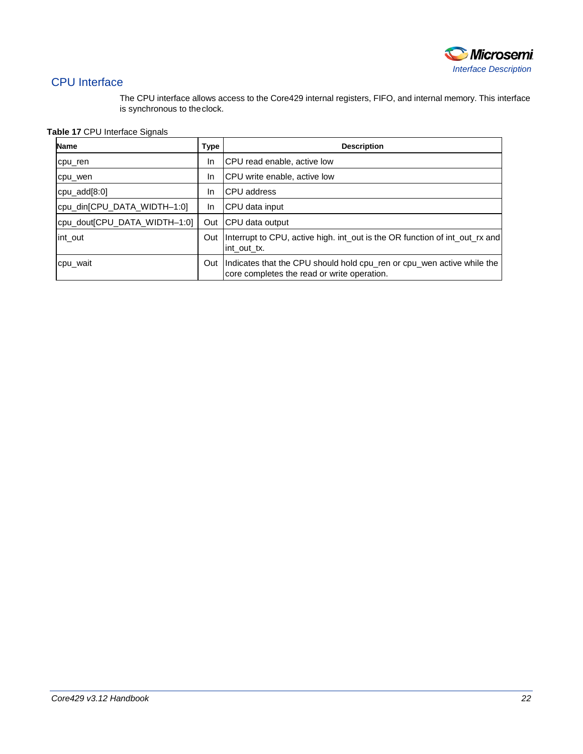## CPU Interface

The CPU interface allows access to the Core429 internal registers, FIFO, and internal memory. This interface is synchronous to the clock.

**Table 17** CPU Interface Signals

| Name | Type | Description |
|---|---|---|
| cpu_ren | In | CPU read enable, active low |
| cpu_wen | In | CPU write enable, active low |
| cpu_add[8:0] | In | CPU address |
| cpu_din[CPU_DATA_WIDTH–1:0] | In | CPU data input |
| cpu_dout[CPU_DATA_WIDTH–1:0] | Out | CPU data output |
| int_out | Out | Interrupt to CPU, active high. int_out is the OR function of int_out_rx and int_out_tx. |
| cpu_wait | Out | Indicates that the CPU should hold cpu_ren or cpu_wen active while the core completes the read or write operation. |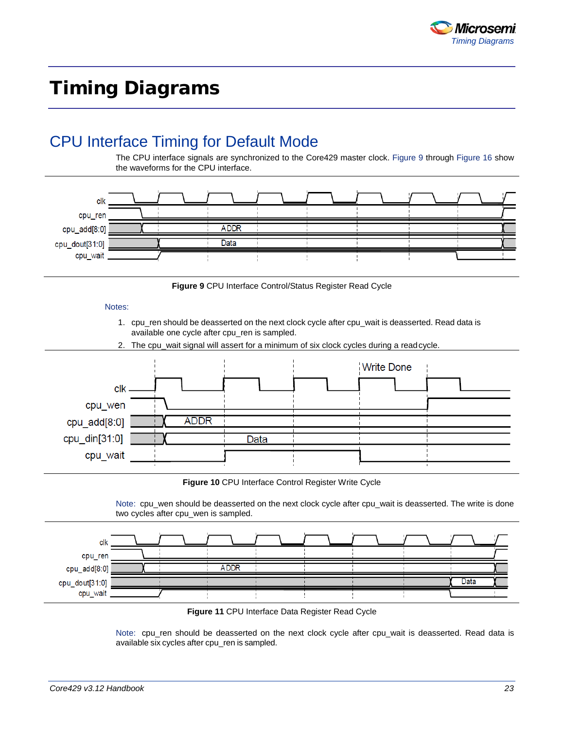# Timing Diagrams

## CPU Interface Timing for Default Mode

The CPU interface signals are synchronized to the Core429 master clock. Figure 9 through Figure 16 show the waveforms for the CPU interface.

**Figure 9** CPU Interface Control/Status Register Read Cycle

Notes:

1. cpu_ren should be deasserted on the next clock cycle after cpu_wait is deasserted. Read data is available one cycle after cpu_ren is sampled.
2. The cpu_wait signal will assert for a minimum of six clock cycles during a read cycle.

**Figure 10** CPU Interface Control Register Write Cycle

Note: cpu_wen should be deasserted on the next clock cycle after cpu_wait is deasserted. The write is done two cycles after cpu_wen is sampled.

**Figure 11** CPU Interface Data Register Read Cycle

Note: cpu_ren should be deasserted on the next clock cycle after cpu_wait is deasserted. Read data is available six cycles after cpu_ren is sampled.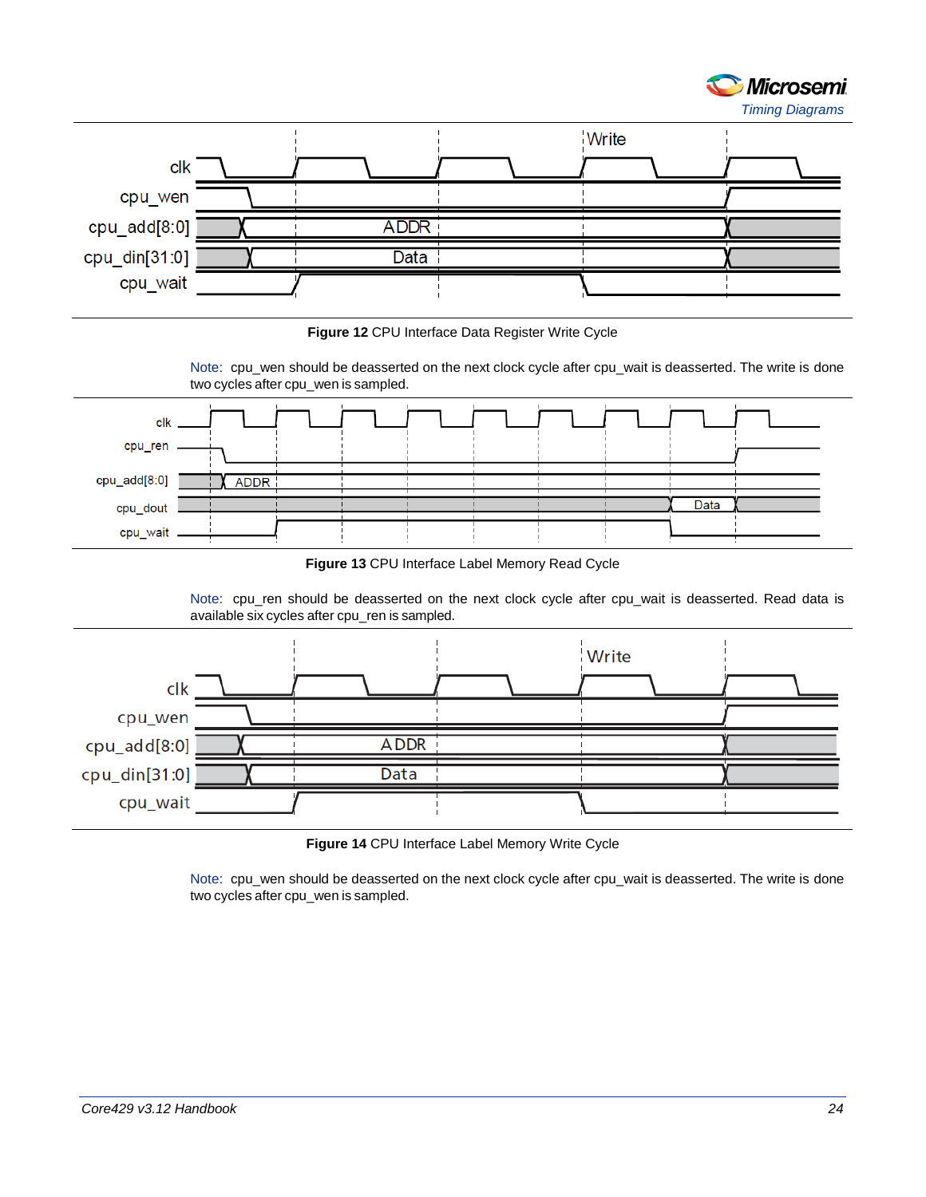Figure 12 CPU Interface Data Register Write Cycle

Note: cpu_wen should be deasserted on the next clock cycle after cpu_wait is deasserted. The write is done two cycles after cpu_wen is sampled.

Figure 13 CPU Interface Label Memory Read Cycle

Note: cpu_ren should be deasserted on the next clock cycle after cpu_wait is deasserted. Read data is available six cycles after cpu_ren is sampled.

Figure 14 CPU Interface Label Memory Write Cycle

Note: cpu_wen should be deasserted on the next clock cycle after cpu_wait is deasserted. The write is done two cycles after cpu_wen is sampled.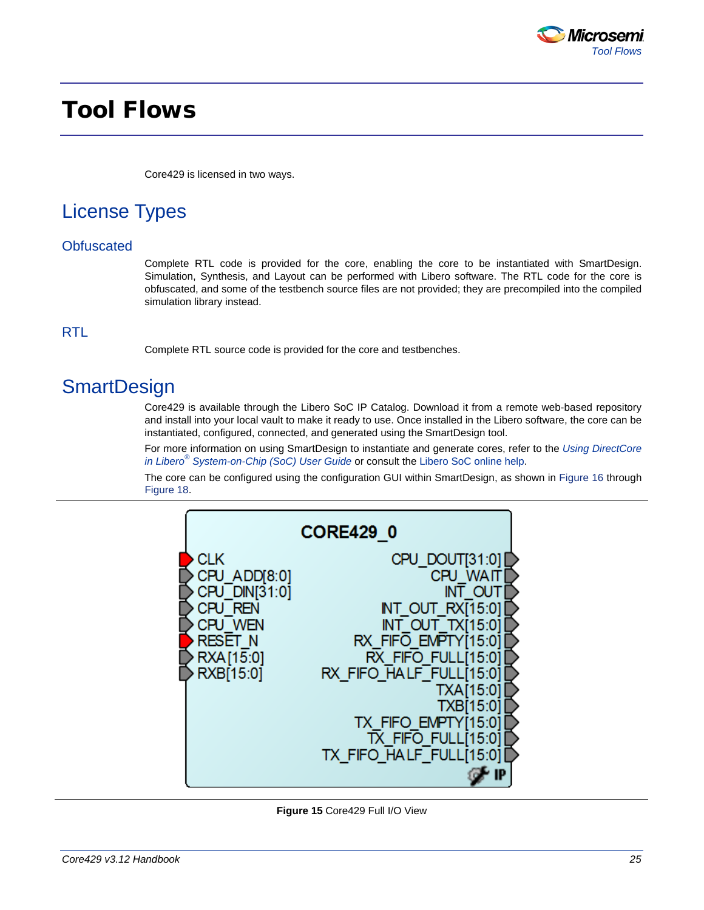# Tool Flows

Core429 is licensed in two ways.

## License Types

### Obfuscated

Complete RTL code is provided for the core, enabling the core to be instantiated with SmartDesign. Simulation, Synthesis, and Layout can be performed with Libero software. The RTL code for the core is obfuscated, and some of the testbench source files are not provided; they are precompiled into the compiled simulation library instead.

### RTL

Complete RTL source code is provided for the core and testbenches.

## SmartDesign

Core429 is available through the Libero SoC IP Catalog. Download it from a remote web-based repository and install into your local vault to make it ready to use. Once installed in the Libero software, the core can be instantiated, configured, connected, and generated using the SmartDesign tool.

For more information on using SmartDesign to instantiate and generate cores, refer to the *Using DirectCore in Libero® System-on-Chip (SoC) User Guide* or consult the Libero SoC online help.

The core can be configured using the configuration GUI within SmartDesign, as shown in Figure 16 through Figure 18.

**Figure 15** Core429 Full I/O View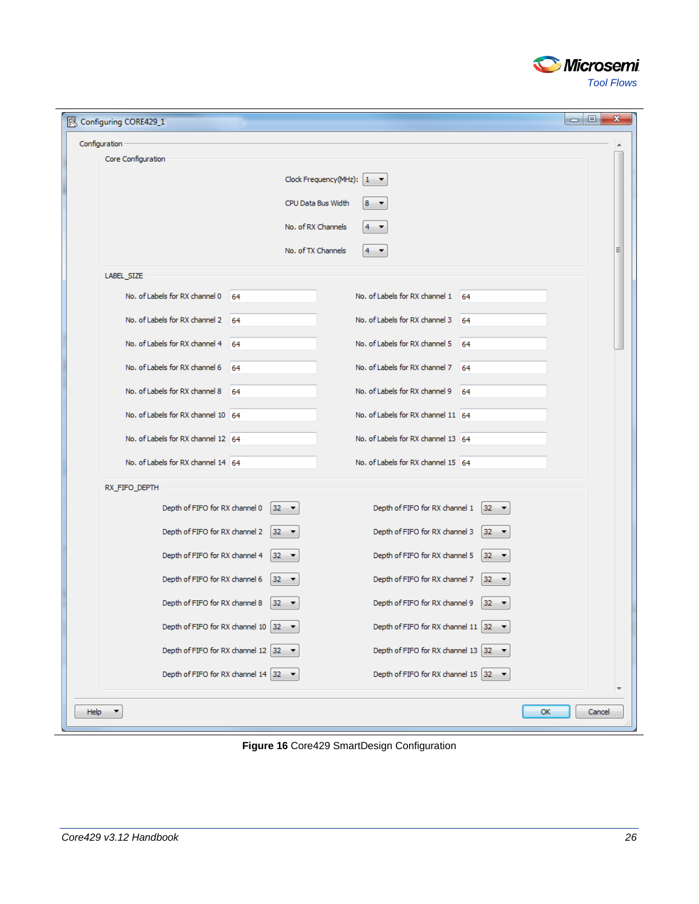Configuring CORE429_1

Configuration

Core Configuration

Clock Frequency(MHz): 1

CPU Data Bus Width 8

No. of RX Channels 4

No. of TX Channels 4

LABEL_SIZE

| | | | |
|---|---|---|---|
| No. of Labels for RX channel 0 | 64 | No. of Labels for RX channel 1 | 64 |
| No. of Labels for RX channel 2 | 64 | No. of Labels for RX channel 3 | 64 |
| No. of Labels for RX channel 4 | 64 | No. of Labels for RX channel 5 | 64 |
| No. of Labels for RX channel 6 | 64 | No. of Labels for RX channel 7 | 64 |
| No. of Labels for RX channel 8 | 64 | No. of Labels for RX channel 9 | 64 |
| No. of Labels for RX channel 10 | 64 | No. of Labels for RX channel 11 | 64 |
| No. of Labels for RX channel 12 | 64 | No. of Labels for RX channel 13 | 64 |
| No. of Labels for RX channel 14 | 64 | No. of Labels for RX channel 15 | 64 |

RX_FIFO_DEPTH

| | | | |
|---|---|---|---|
| Depth of FIFO for RX channel 0 | 32 | Depth of FIFO for RX channel 1 | 32 |
| Depth of FIFO for RX channel 2 | 32 | Depth of FIFO for RX channel 3 | 32 |
| Depth of FIFO for RX channel 4 | 32 | Depth of FIFO for RX channel 5 | 32 |
| Depth of FIFO for RX channel 6 | 32 | Depth of FIFO for RX channel 7 | 32 |
| Depth of FIFO for RX channel 8 | 32 | Depth of FIFO for RX channel 9 | 32 |
| Depth of FIFO for RX channel 10 | 32 | Depth of FIFO for RX channel 11 | 32 |
| Depth of FIFO for RX channel 12 | 32 | Depth of FIFO for RX channel 13 | 32 |
| Depth of FIFO for RX channel 14 | 32 | Depth of FIFO for RX channel 15 | 32 |

Help OK Cancel

**Figure 16** Core429 SmartDesign Configuration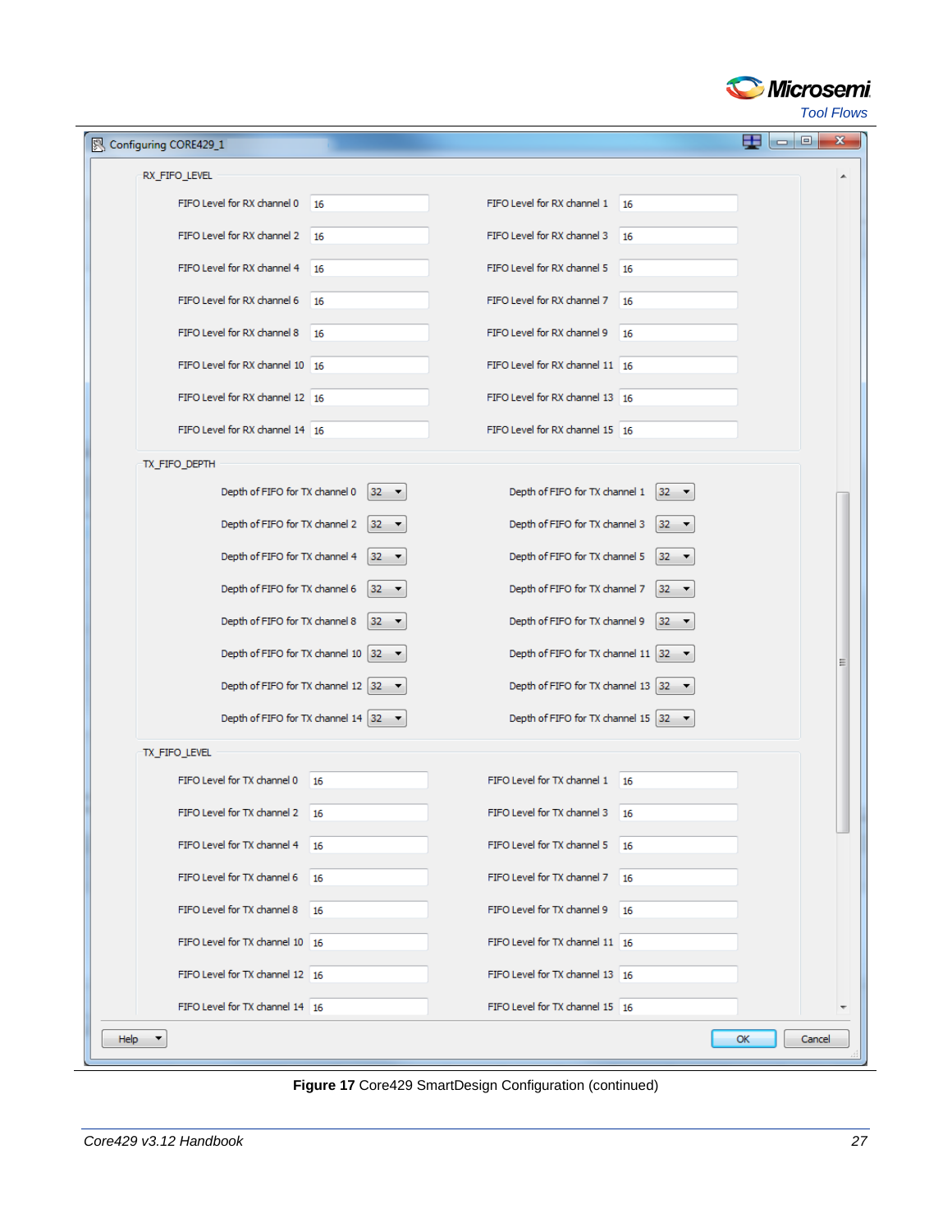Configuring CORE429_1

RX_FIFO_LEVEL

| | | | |
|---|---|---|---|
| FIFO Level for RX channel 0 | 16 | FIFO Level for RX channel 1 | 16 |
| FIFO Level for RX channel 2 | 16 | FIFO Level for RX channel 3 | 16 |
| FIFO Level for RX channel 4 | 16 | FIFO Level for RX channel 5 | 16 |
| FIFO Level for RX channel 6 | 16 | FIFO Level for RX channel 7 | 16 |
| FIFO Level for RX channel 8 | 16 | FIFO Level for RX channel 9 | 16 |
| FIFO Level for RX channel 10 | 16 | FIFO Level for RX channel 11 | 16 |
| FIFO Level for RX channel 12 | 16 | FIFO Level for RX channel 13 | 16 |
| FIFO Level for RX channel 14 | 16 | FIFO Level for RX channel 15 | 16 |

TX_FIFO_DEPTH

| | | | |
|---|---|---|---|
| Depth of FIFO for TX channel 0 | 32 | Depth of FIFO for TX channel 1 | 32 |
| Depth of FIFO for TX channel 2 | 32 | Depth of FIFO for TX channel 3 | 32 |
| Depth of FIFO for TX channel 4 | 32 | Depth of FIFO for TX channel 5 | 32 |
| Depth of FIFO for TX channel 6 | 32 | Depth of FIFO for TX channel 7 | 32 |
| Depth of FIFO for TX channel 8 | 32 | Depth of FIFO for TX channel 9 | 32 |
| Depth of FIFO for TX channel 10 | 32 | Depth of FIFO for TX channel 11 | 32 |
| Depth of FIFO for TX channel 12 | 32 | Depth of FIFO for TX channel 13 | 32 |
| Depth of FIFO for TX channel 14 | 32 | Depth of FIFO for TX channel 15 | 32 |

TX_FIFO_LEVEL

| | | | |
|---|---|---|---|
| FIFO Level for TX channel 0 | 16 | FIFO Level for TX channel 1 | 16 |
| FIFO Level for TX channel 2 | 16 | FIFO Level for TX channel 3 | 16 |
| FIFO Level for TX channel 4 | 16 | FIFO Level for TX channel 5 | 16 |
| FIFO Level for TX channel 6 | 16 | FIFO Level for TX channel 7 | 16 |
| FIFO Level for TX channel 8 | 16 | FIFO Level for TX channel 9 | 16 |
| FIFO Level for TX channel 10 | 16 | FIFO Level for TX channel 11 | 16 |
| FIFO Level for TX channel 12 | 16 | FIFO Level for TX channel 13 | 16 |
| FIFO Level for TX channel 14 | 16 | FIFO Level for TX channel 15 | 16 |

Help | OK | Cancel

**Figure 17** Core429 SmartDesign Configuration (continued)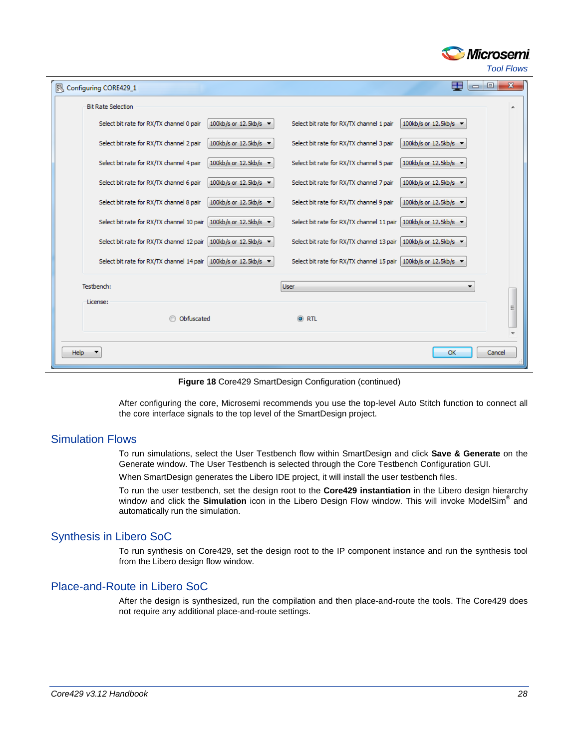Figure 18 Core429 SmartDesign Configuration (continued)

After configuring the core, Microsemi recommends you use the top-level Auto Stitch function to connect all the core interface signals to the top level of the SmartDesign project.

## Simulation Flows

To run simulations, select the User Testbench flow within SmartDesign and click **Save & Generate** on the Generate window. The User Testbench is selected through the Core Testbench Configuration GUI.

When SmartDesign generates the Libero IDE project, it will install the user testbench files.

To run the user testbench, set the design root to the **Core429 instantiation** in the Libero design hierarchy window and click the **Simulation** icon in the Libero Design Flow window. This will invoke ModelSim® and automatically run the simulation.

## Synthesis in Libero SoC

To run synthesis on Core429, set the design root to the IP component instance and run the synthesis tool from the Libero design flow window.

## Place-and-Route in Libero SoC

After the design is synthesized, run the compilation and then place-and-route the tools. The Core429 does not require any additional place-and-route settings.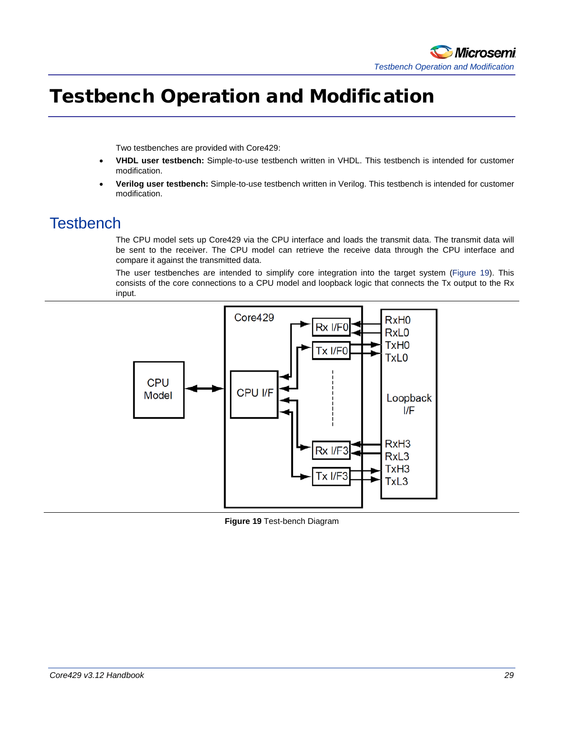# Testbench Operation and Modification

Two testbenches are provided with Core429:

- **VHDL user testbench:** Simple-to-use testbench written in VHDL. This testbench is intended for customer modification.
- **Verilog user testbench:** Simple-to-use testbench written in Verilog. This testbench is intended for customer modification.

## Testbench

The CPU model sets up Core429 via the CPU interface and loads the transmit data. The transmit data will be sent to the receiver. The CPU model can retrieve the receive data through the CPU interface and compare it against the transmitted data.

The user testbenches are intended to simplify core integration into the target system (Figure 19). This consists of the core connections to a CPU model and loopback logic that connects the Tx output to the Rx input.

**Figure 19** Test-bench Diagram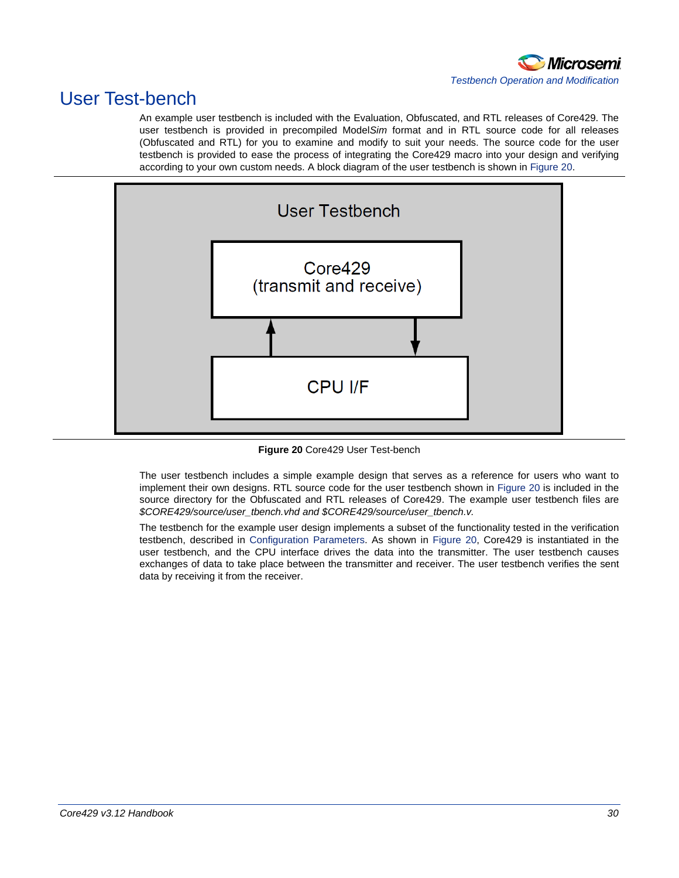# User Test-bench

An example user testbench is included with the Evaluation, Obfuscated, and RTL releases of Core429. The user testbench is provided in precompiled Model*Sim* format and in RTL source code for all releases (Obfuscated and RTL) for you to examine and modify to suit your needs. The source code for the user testbench is provided to ease the process of integrating the Core429 macro into your design and verifying according to your own custom needs. A block diagram of the user testbench is shown in Figure 20.

User Testbench

Core429 (transmit and receive)

CPU I/F

**Figure 20** Core429 User Test-bench

The user testbench includes a simple example design that serves as a reference for users who want to implement their own designs. RTL source code for the user testbench shown in Figure 20 is included in the source directory for the Obfuscated and RTL releases of Core429. The example user testbench files are *$CORE429/source/user_tbench.vhd and $CORE429/source/user_tbench.v.*

The testbench for the example user design implements a subset of the functionality tested in the verification testbench, described in Configuration Parameters. As shown in Figure 20, Core429 is instantiated in the user testbench, and the CPU interface drives the data into the transmitter. The user testbench causes exchanges of data to take place between the transmitter and receiver. The user testbench verifies the sent data by receiving it from the receiver.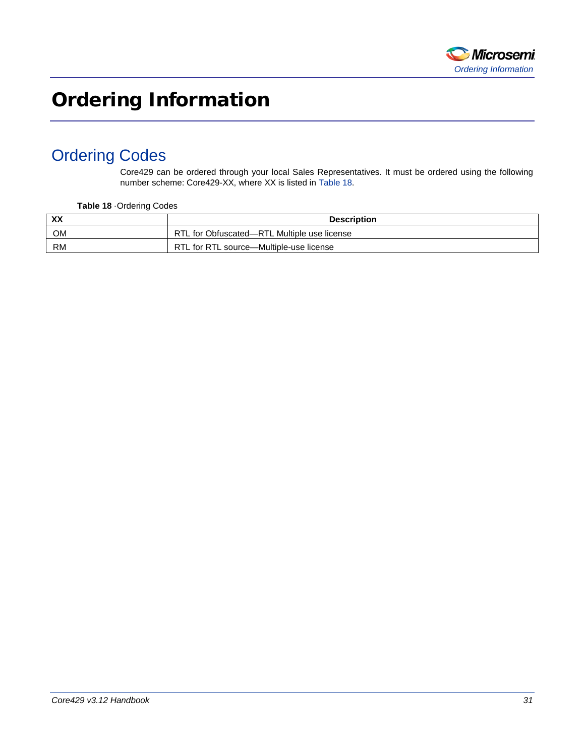# Ordering Information

## Ordering Codes

Core429 can be ordered through your local Sales Representatives. It must be ordered using the following number scheme: Core429-XX, where XX is listed in Table 18.

**Table 18** · Ordering Codes

| XX | Description |
|---|---|
| OM | RTL for Obfuscated—RTL Multiple use license |
| RM | RTL for RTL source—Multiple-use license |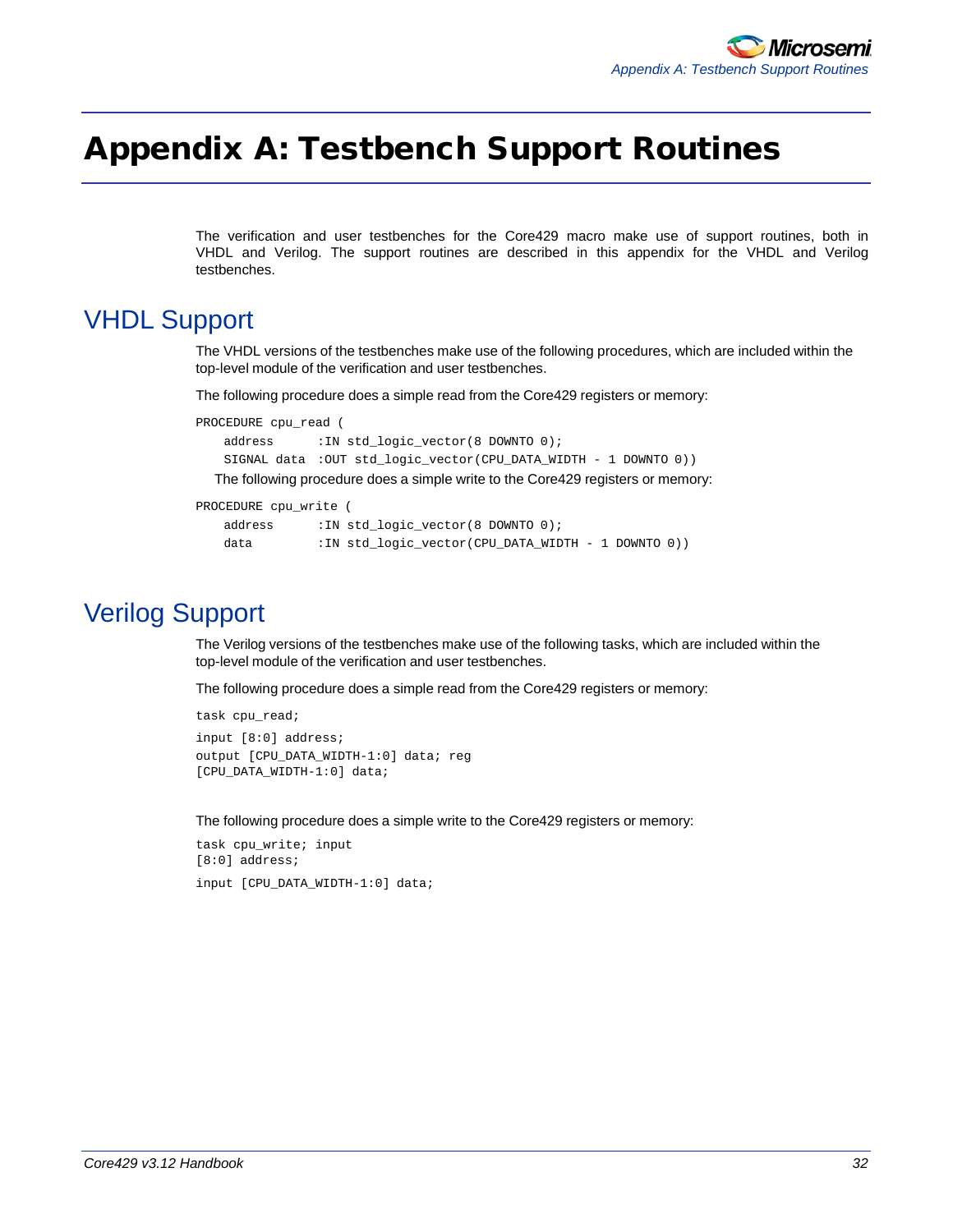# Appendix A: Testbench Support Routines

The verification and user testbenches for the Core429 macro make use of support routines, both in VHDL and Verilog. The support routines are described in this appendix for the VHDL and Verilog testbenches.

## VHDL Support

The VHDL versions of the testbenches make use of the following procedures, which are included within the top-level module of the verification and user testbenches.

The following procedure does a simple read from the Core429 registers or memory:

```
PROCEDURE cpu_read (
    address      :IN std_logic_vector(8 DOWNTO 0);
    SIGNAL data  :OUT std_logic_vector(CPU_DATA_WIDTH - 1 DOWNTO 0))
```

The following procedure does a simple write to the Core429 registers or memory:

```
PROCEDURE cpu_write (
    address      :IN std_logic_vector(8 DOWNTO 0);
    data         :IN std_logic_vector(CPU_DATA_WIDTH - 1 DOWNTO 0))
```

## Verilog Support

The Verilog versions of the testbenches make use of the following tasks, which are included within the top-level module of the verification and user testbenches.

The following procedure does a simple read from the Core429 registers or memory:

```
task cpu_read;
input [8:0] address;
output [CPU_DATA_WIDTH-1:0] data; reg
[CPU_DATA_WIDTH-1:0] data;
```

The following procedure does a simple write to the Core429 registers or memory:

```
task cpu_write; input
[8:0] address;
input [CPU_DATA_WIDTH-1:0] data;
```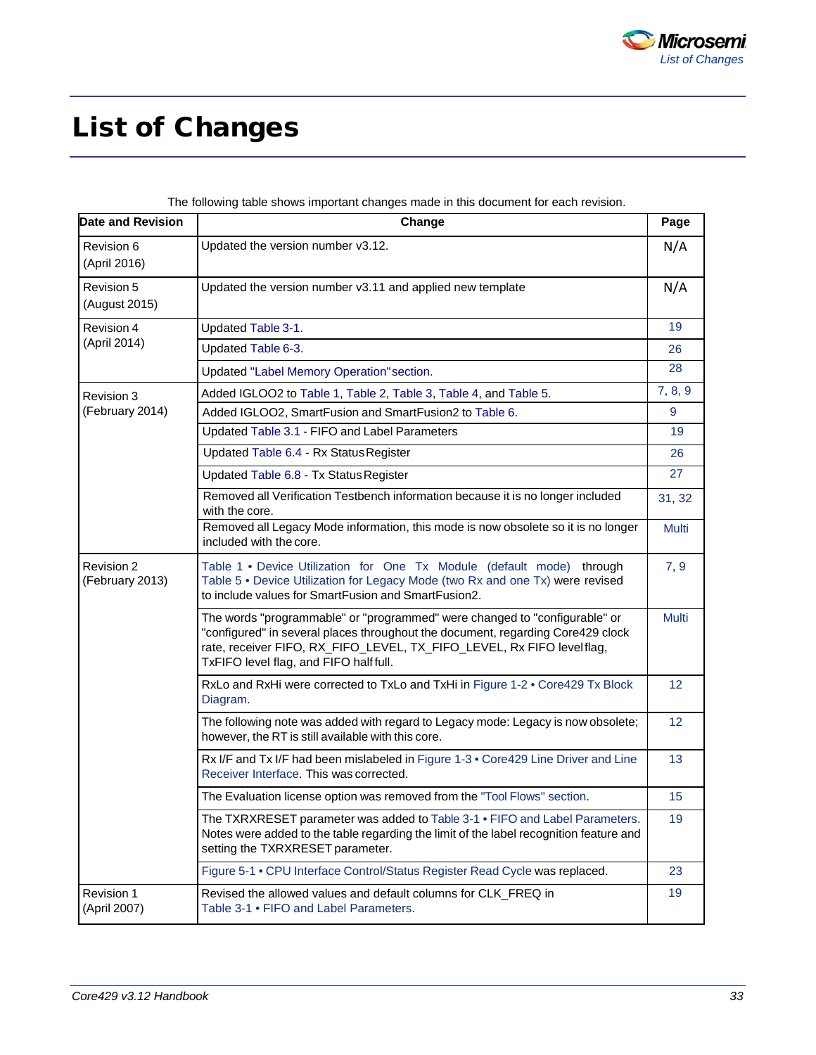# List of Changes

The following table shows important changes made in this document for each revision.

| Date and Revision | Change | Page |
|---|---|---|
| Revision 6 (April 2016) | Updated the version number v3.12. | N/A |
| Revision 5 (August 2015) | Updated the version number v3.11 and applied new template | N/A |
| Revision 4 (April 2014) | Updated Table 3-1. | 19 |
| | Updated Table 6-3. | 26 |
| | Updated "Label Memory Operation" section. | 28 |
| Revision 3 (February 2014) | Added IGLOO2 to Table 1, Table 2, Table 3, Table 4, and Table 5. | 7, 8, 9 |
| | Added IGLOO2, SmartFusion and SmartFusion2 to Table 6. | 9 |
| | Updated Table 3.1 - FIFO and Label Parameters | 19 |
| | Updated Table 6.4 - Rx Status Register | 26 |
| | Updated Table 6.8 - Tx Status Register | 27 |
| | Removed all Verification Testbench information because it is no longer included with the core. | 31, 32 |
| | Removed all Legacy Mode information, this mode is now obsolete so it is no longer included with the core. | Multi |
| Revision 2 (February 2013) | Table 1 • Device Utilization for One Tx Module (default mode) through Table 5 • Device Utilization for Legacy Mode (two Rx and one Tx) were revised to include values for SmartFusion and SmartFusion2. | 7, 9 |
| | The words "programmable" or "programmed" were changed to "configurable" or "configured" in several places throughout the document, regarding Core429 clock rate, receiver FIFO, RX_FIFO_LEVEL, TX_FIFO_LEVEL, Rx FIFO level flag, TxFIFO level flag, and FIFO half full. | Multi |
| | RxLo and RxHi were corrected to TxLo and TxHi in Figure 1-2 • Core429 Tx Block Diagram. | 12 |
| | The following note was added with regard to Legacy mode: Legacy is now obsolete; however, the RT is still available with this core. | 12 |
| | Rx I/F and Tx I/F had been mislabeled in Figure 1-3 • Core429 Line Driver and Line Receiver Interface. This was corrected. | 13 |
| | The Evaluation license option was removed from the "Tool Flows" section. | 15 |
| | The TXRXRESET parameter was added to Table 3-1 • FIFO and Label Parameters. Notes were added to the table regarding the limit of the label recognition feature and setting the TXRXRESET parameter. | 19 |
| | Figure 5-1 • CPU Interface Control/Status Register Read Cycle was replaced. | 23 |
| Revision 1 (April 2007) | Revised the allowed values and default columns for CLK_FREQ in Table 3-1 • FIFO and Label Parameters. | 19 |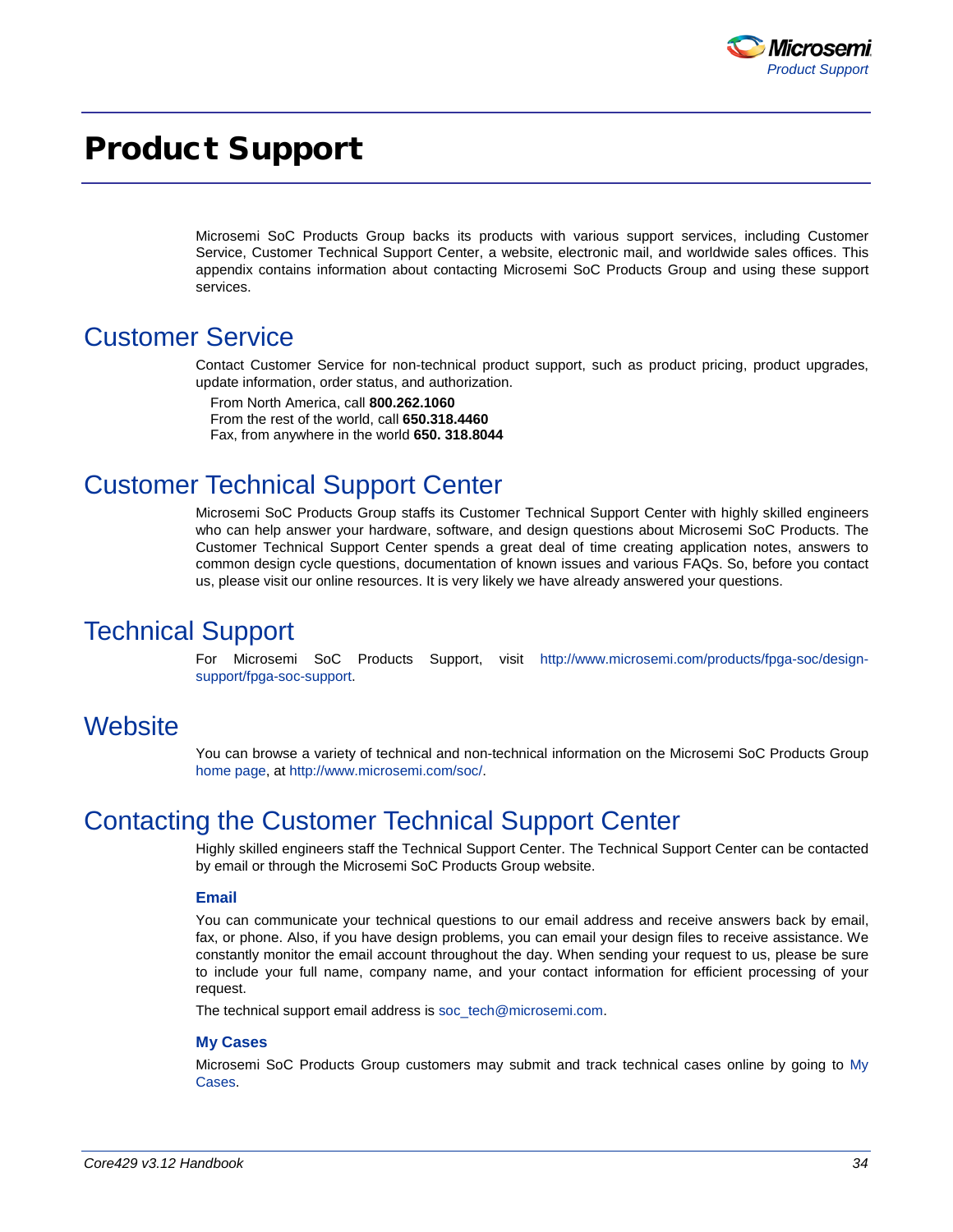# Product Support

Microsemi SoC Products Group backs its products with various support services, including Customer Service, Customer Technical Support Center, a website, electronic mail, and worldwide sales offices. This appendix contains information about contacting Microsemi SoC Products Group and using these support services.

## Customer Service

Contact Customer Service for non-technical product support, such as product pricing, product upgrades, update information, order status, and authorization.

From North America, call **800.262.1060**
From the rest of the world, call **650.318.4460**
Fax, from anywhere in the world **650. 318.8044**

## Customer Technical Support Center

Microsemi SoC Products Group staffs its Customer Technical Support Center with highly skilled engineers who can help answer your hardware, software, and design questions about Microsemi SoC Products. The Customer Technical Support Center spends a great deal of time creating application notes, answers to common design cycle questions, documentation of known issues and various FAQs. So, before you contact us, please visit our online resources. It is very likely we have already answered your questions.

## Technical Support

For Microsemi SoC Products Support, visit http://www.microsemi.com/products/fpga-soc/design-support/fpga-soc-support.

## Website

You can browse a variety of technical and non-technical information on the Microsemi SoC Products Group home page, at http://www.microsemi.com/soc/.

## Contacting the Customer Technical Support Center

Highly skilled engineers staff the Technical Support Center. The Technical Support Center can be contacted by email or through the Microsemi SoC Products Group website.

### Email

You can communicate your technical questions to our email address and receive answers back by email, fax, or phone. Also, if you have design problems, you can email your design files to receive assistance. We constantly monitor the email account throughout the day. When sending your request to us, please be sure to include your full name, company name, and your contact information for efficient processing of your request.

The technical support email address is soc_tech@microsemi.com.

### My Cases

Microsemi SoC Products Group customers may submit and track technical cases online by going to My Cases.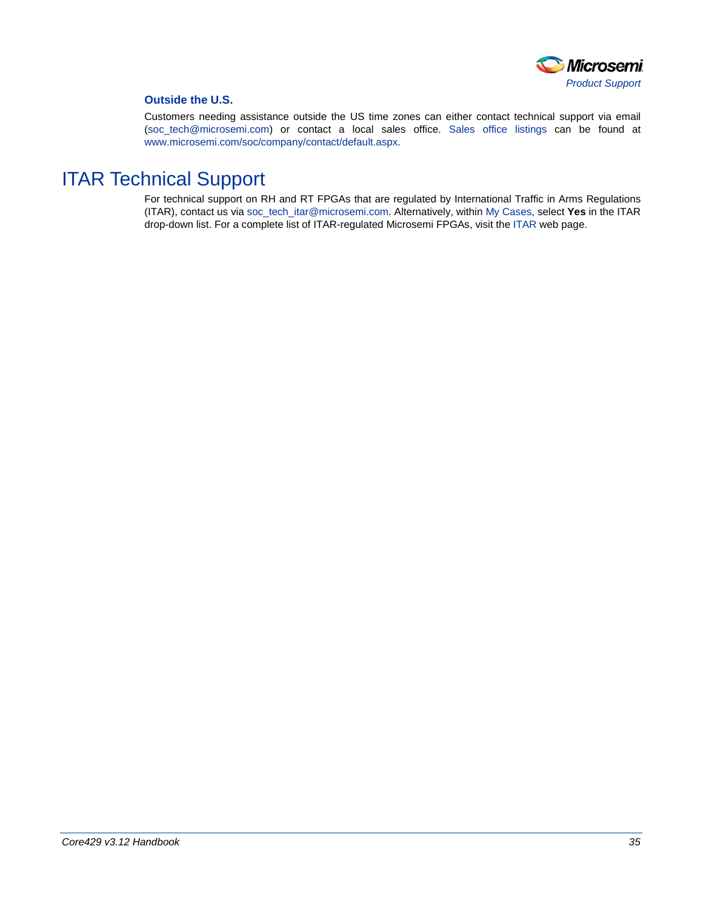### Outside the U.S.

Customers needing assistance outside the US time zones can either contact technical support via email (soc_tech@microsemi.com) or contact a local sales office. Sales office listings can be found at www.microsemi.com/soc/company/contact/default.aspx.

## ITAR Technical Support

For technical support on RH and RT FPGAs that are regulated by International Traffic in Arms Regulations (ITAR), contact us via soc_tech_itar@microsemi.com. Alternatively, within My Cases, select **Yes** in the ITAR drop-down list. For a complete list of ITAR-regulated Microsemi FPGAs, visit the ITAR web page.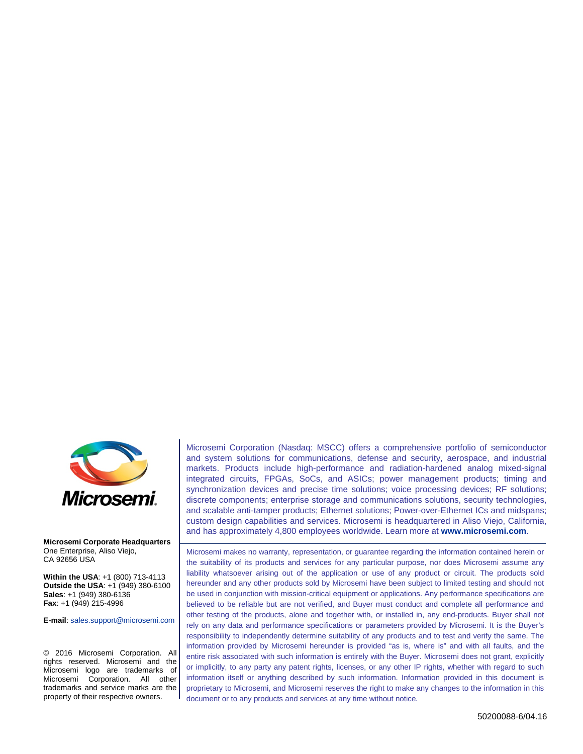**Microsemi Corporate Headquarters**
One Enterprise, Aliso Viejo,
CA 92656 USA

**Within the USA**: +1 (800) 713-4113
**Outside the USA**: +1 (949) 380-6100
**Sales**: +1 (949) 380-6136
**Fax**: +1 (949) 215-4996

**E-mail**: sales.support@microsemi.com

© 2016 Microsemi Corporation. All rights reserved. Microsemi and the Microsemi logo are trademarks of Microsemi Corporation. All other trademarks and service marks are the property of their respective owners.

Microsemi Corporation (Nasdaq: MSCC) offers a comprehensive portfolio of semiconductor and system solutions for communications, defense and security, aerospace, and industrial markets. Products include high-performance and radiation-hardened analog mixed-signal integrated circuits, FPGAs, SoCs, and ASICs; power management products; timing and synchronization devices and precise time solutions; voice processing devices; RF solutions; discrete components; enterprise storage and communications solutions, security technologies, and scalable anti-tamper products; Ethernet solutions; Power-over-Ethernet ICs and midspans; custom design capabilities and services. Microsemi is headquartered in Aliso Viejo, California, and has approximately 4,800 employees worldwide. Learn more at **www.microsemi.com**.

Microsemi makes no warranty, representation, or guarantee regarding the information contained herein or the suitability of its products and services for any particular purpose, nor does Microsemi assume any liability whatsoever arising out of the application or use of any product or circuit. The products sold hereunder and any other products sold by Microsemi have been subject to limited testing and should not be used in conjunction with mission-critical equipment or applications. Any performance specifications are believed to be reliable but are not verified, and Buyer must conduct and complete all performance and other testing of the products, alone and together with, or installed in, any end-products. Buyer shall not rely on any data and performance specifications or parameters provided by Microsemi. It is the Buyer's responsibility to independently determine suitability of any products and to test and verify the same. The information provided by Microsemi hereunder is provided "as is, where is" and with all faults, and the entire risk associated with such information is entirely with the Buyer. Microsemi does not grant, explicitly or implicitly, to any party any patent rights, licenses, or any other IP rights, whether with regard to such information itself or anything described by such information. Information provided in this document is proprietary to Microsemi, and Microsemi reserves the right to make any changes to the information in this document or to any products and services at any time without notice.

50200088-6/04.16